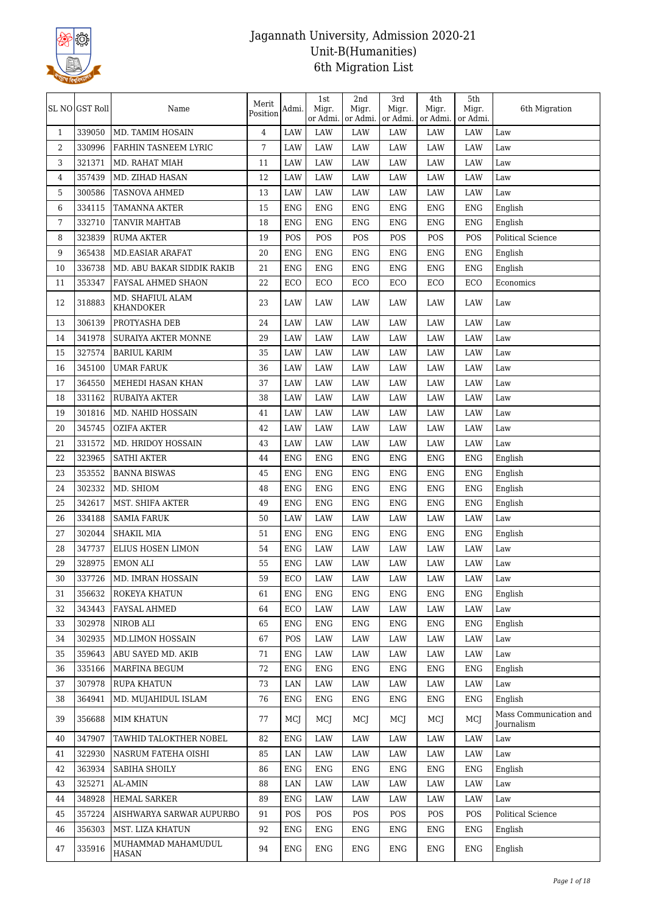# Jagannath University, Admission 2020-21
## Unit-B(Humanities)
## 6th Migration List

| SL NO | GST Roll | Name | Merit Position | Admi. | 1st Migr. or Admi. | 2nd Migr. or Admi. | 3rd Migr. or Admi. | 4th Migr. or Admi. | 5th Migr. or Admi. | 6th Migration |
|---|---|---|---|---|---|---|---|---|---|---|
| 1 | 339050 | MD. TAMIM HOSAIN | 4 | LAW | LAW | LAW | LAW | LAW | LAW | Law |
| 2 | 330996 | FARHIN TASNEEM LYRIC | 7 | LAW | LAW | LAW | LAW | LAW | LAW | Law |
| 3 | 321371 | MD. RAHAT MIAH | 11 | LAW | LAW | LAW | LAW | LAW | LAW | Law |
| 4 | 357439 | MD. ZIHAD HASAN | 12 | LAW | LAW | LAW | LAW | LAW | LAW | Law |
| 5 | 300586 | TASNOVA AHMED | 13 | LAW | LAW | LAW | LAW | LAW | LAW | Law |
| 6 | 334115 | TAMANNA AKTER | 15 | ENG | ENG | ENG | ENG | ENG | ENG | English |
| 7 | 332710 | TANVIR MAHTAB | 18 | ENG | ENG | ENG | ENG | ENG | ENG | English |
| 8 | 323839 | RUMA AKTER | 19 | POS | POS | POS | POS | POS | POS | Political Science |
| 9 | 365438 | MD.EASIAR ARAFAT | 20 | ENG | ENG | ENG | ENG | ENG | ENG | English |
| 10 | 336738 | MD. ABU BAKAR SIDDIK RAKIB | 21 | ENG | ENG | ENG | ENG | ENG | ENG | English |
| 11 | 353347 | FAYSAL AHMED SHAON | 22 | ECO | ECO | ECO | ECO | ECO | ECO | Economics |
| 12 | 318883 | MD. SHAFIUL ALAM KHANDOKER | 23 | LAW | LAW | LAW | LAW | LAW | LAW | Law |
| 13 | 306139 | PROTYASHA DEB | 24 | LAW | LAW | LAW | LAW | LAW | LAW | Law |
| 14 | 341978 | SURAIYA AKTER MONNE | 29 | LAW | LAW | LAW | LAW | LAW | LAW | Law |
| 15 | 327574 | BARIUL KARIM | 35 | LAW | LAW | LAW | LAW | LAW | LAW | Law |
| 16 | 345100 | UMAR FARUK | 36 | LAW | LAW | LAW | LAW | LAW | LAW | Law |
| 17 | 364550 | MEHEDI HASAN KHAN | 37 | LAW | LAW | LAW | LAW | LAW | LAW | Law |
| 18 | 331162 | RUBAIYA AKTER | 38 | LAW | LAW | LAW | LAW | LAW | LAW | Law |
| 19 | 301816 | MD. NAHID HOSSAIN | 41 | LAW | LAW | LAW | LAW | LAW | LAW | Law |
| 20 | 345745 | OZIFA AKTER | 42 | LAW | LAW | LAW | LAW | LAW | LAW | Law |
| 21 | 331572 | MD. HRIDOY HOSSAIN | 43 | LAW | LAW | LAW | LAW | LAW | LAW | Law |
| 22 | 323965 | SATHI AKTER | 44 | ENG | ENG | ENG | ENG | ENG | ENG | English |
| 23 | 353552 | BANNA BISWAS | 45 | ENG | ENG | ENG | ENG | ENG | ENG | English |
| 24 | 302332 | MD. SHIOM | 48 | ENG | ENG | ENG | ENG | ENG | ENG | English |
| 25 | 342617 | MST. SHIFA AKTER | 49 | ENG | ENG | ENG | ENG | ENG | ENG | English |
| 26 | 334188 | SAMIA FARUK | 50 | LAW | LAW | LAW | LAW | LAW | LAW | Law |
| 27 | 302044 | SHAKIL MIA | 51 | ENG | ENG | ENG | ENG | ENG | ENG | English |
| 28 | 347737 | ELIUS HOSEN LIMON | 54 | ENG | LAW | LAW | LAW | LAW | LAW | Law |
| 29 | 328975 | EMON ALI | 55 | ENG | LAW | LAW | LAW | LAW | LAW | Law |
| 30 | 337726 | MD. IMRAN HOSSAIN | 59 | ECO | LAW | LAW | LAW | LAW | LAW | Law |
| 31 | 356632 | ROKEYA KHATUN | 61 | ENG | ENG | ENG | ENG | ENG | ENG | English |
| 32 | 343443 | FAYSAL AHMED | 64 | ECO | LAW | LAW | LAW | LAW | LAW | Law |
| 33 | 302978 | NIROB ALI | 65 | ENG | ENG | ENG | ENG | ENG | ENG | English |
| 34 | 302935 | MD.LIMON HOSSAIN | 67 | POS | LAW | LAW | LAW | LAW | LAW | Law |
| 35 | 359643 | ABU SAYED MD. AKIB | 71 | ENG | LAW | LAW | LAW | LAW | LAW | Law |
| 36 | 335166 | MARFINA BEGUM | 72 | ENG | ENG | ENG | ENG | ENG | ENG | English |
| 37 | 307978 | RUPA KHATUN | 73 | LAN | LAW | LAW | LAW | LAW | LAW | Law |
| 38 | 364941 | MD. MUJAHIDUL ISLAM | 76 | ENG | ENG | ENG | ENG | ENG | ENG | English |
| 39 | 356688 | MIM KHATUN | 77 | MCJ | MCJ | MCJ | MCJ | MCJ | MCJ | Mass Communication and Journalism |
| 40 | 347907 | TAWHID TALOKTHER NOBEL | 82 | ENG | LAW | LAW | LAW | LAW | LAW | Law |
| 41 | 322930 | NASRUM FATEHA OISHI | 85 | LAN | LAW | LAW | LAW | LAW | LAW | Law |
| 42 | 363934 | SABIHA SHOILY | 86 | ENG | ENG | ENG | ENG | ENG | ENG | English |
| 43 | 325271 | AL-AMIN | 88 | LAN | LAW | LAW | LAW | LAW | LAW | Law |
| 44 | 348928 | HEMAL SARKER | 89 | ENG | LAW | LAW | LAW | LAW | LAW | Law |
| 45 | 357224 | AISHWARYA SARWAR AUPURBO | 91 | POS | POS | POS | POS | POS | POS | Political Science |
| 46 | 356303 | MST. LIZA KHATUN | 92 | ENG | ENG | ENG | ENG | ENG | ENG | English |
| 47 | 335916 | MUHAMMAD MAHAMUDUL HASAN | 94 | ENG | ENG | ENG | ENG | ENG | ENG | English |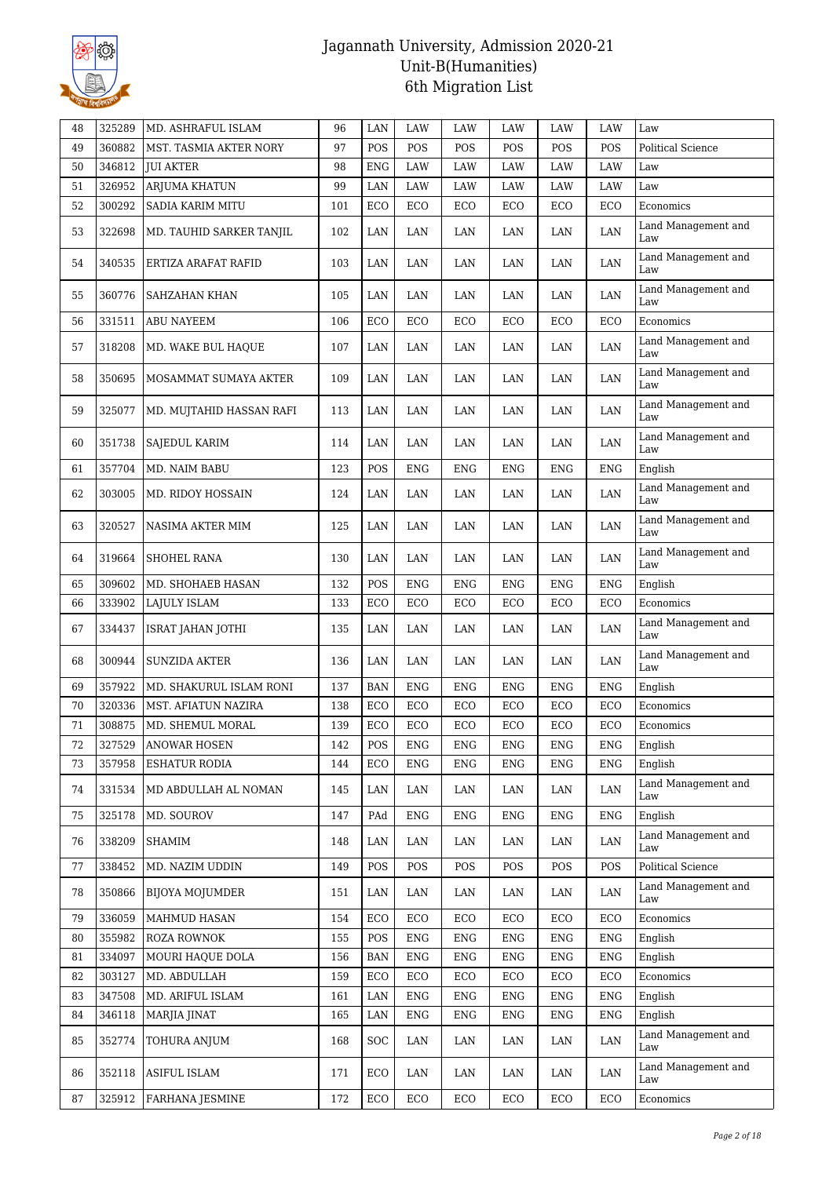# Jagannath University, Admission 2020-21
## Unit-B(Humanities)
## 6th Migration List

| | | | | | | | | | | |
|---|---|---|---|---|---|---|---|---|---|---|
| 48 | 325289 | MD. ASHRAFUL ISLAM | 96 | LAN | LAW | LAW | LAW | LAW | LAW | Law |
| 49 | 360882 | MST. TASMIA AKTER NORY | 97 | POS | POS | POS | POS | POS | POS | Political Science |
| 50 | 346812 | JUI AKTER | 98 | ENG | LAW | LAW | LAW | LAW | LAW | Law |
| 51 | 326952 | ARJUMA KHATUN | 99 | LAN | LAW | LAW | LAW | LAW | LAW | Law |
| 52 | 300292 | SADIA KARIM MITU | 101 | ECO | ECO | ECO | ECO | ECO | ECO | Economics |
| 53 | 322698 | MD. TAUHID SARKER TANJIL | 102 | LAN | LAN | LAN | LAN | LAN | LAN | Land Management and Law |
| 54 | 340535 | ERTIZA ARAFAT RAFID | 103 | LAN | LAN | LAN | LAN | LAN | LAN | Land Management and Law |
| 55 | 360776 | SAHZAHAN KHAN | 105 | LAN | LAN | LAN | LAN | LAN | LAN | Land Management and Law |
| 56 | 331511 | ABU NAYEEM | 106 | ECO | ECO | ECO | ECO | ECO | ECO | Economics |
| 57 | 318208 | MD. WAKE BUL HAQUE | 107 | LAN | LAN | LAN | LAN | LAN | LAN | Land Management and Law |
| 58 | 350695 | MOSAMMAT SUMAYA AKTER | 109 | LAN | LAN | LAN | LAN | LAN | LAN | Land Management and Law |
| 59 | 325077 | MD. MUJTAHID HASSAN RAFI | 113 | LAN | LAN | LAN | LAN | LAN | LAN | Land Management and Law |
| 60 | 351738 | SAJEDUL KARIM | 114 | LAN | LAN | LAN | LAN | LAN | LAN | Land Management and Law |
| 61 | 357704 | MD. NAIM BABU | 123 | POS | ENG | ENG | ENG | ENG | ENG | English |
| 62 | 303005 | MD. RIDOY HOSSAIN | 124 | LAN | LAN | LAN | LAN | LAN | LAN | Land Management and Law |
| 63 | 320527 | NASIMA AKTER MIM | 125 | LAN | LAN | LAN | LAN | LAN | LAN | Land Management and Law |
| 64 | 319664 | SHOHEL RANA | 130 | LAN | LAN | LAN | LAN | LAN | LAN | Land Management and Law |
| 65 | 309602 | MD. SHOHAEB HASAN | 132 | POS | ENG | ENG | ENG | ENG | ENG | English |
| 66 | 333902 | LAJULY ISLAM | 133 | ECO | ECO | ECO | ECO | ECO | ECO | Economics |
| 67 | 334437 | ISRAT JAHAN JOTHI | 135 | LAN | LAN | LAN | LAN | LAN | LAN | Land Management and Law |
| 68 | 300944 | SUNZIDA AKTER | 136 | LAN | LAN | LAN | LAN | LAN | LAN | Land Management and Law |
| 69 | 357922 | MD. SHAKURUL ISLAM RONI | 137 | BAN | ENG | ENG | ENG | ENG | ENG | English |
| 70 | 320336 | MST. AFIATUN NAZIRA | 138 | ECO | ECO | ECO | ECO | ECO | ECO | Economics |
| 71 | 308875 | MD. SHEMUL MORAL | 139 | ECO | ECO | ECO | ECO | ECO | ECO | Economics |
| 72 | 327529 | ANOWAR HOSEN | 142 | POS | ENG | ENG | ENG | ENG | ENG | English |
| 73 | 357958 | ESHATUR RODIA | 144 | ECO | ENG | ENG | ENG | ENG | ENG | English |
| 74 | 331534 | MD ABDULLAH AL NOMAN | 145 | LAN | LAN | LAN | LAN | LAN | LAN | Land Management and Law |
| 75 | 325178 | MD. SOUROV | 147 | PAd | ENG | ENG | ENG | ENG | ENG | English |
| 76 | 338209 | SHAMIM | 148 | LAN | LAN | LAN | LAN | LAN | LAN | Land Management and Law |
| 77 | 338452 | MD. NAZIM UDDIN | 149 | POS | POS | POS | POS | POS | POS | Political Science |
| 78 | 350866 | BIJOYA MOJUMDER | 151 | LAN | LAN | LAN | LAN | LAN | LAN | Land Management and Law |
| 79 | 336059 | MAHMUD HASAN | 154 | ECO | ECO | ECO | ECO | ECO | ECO | Economics |
| 80 | 355982 | ROZA ROWNOK | 155 | POS | ENG | ENG | ENG | ENG | ENG | English |
| 81 | 334097 | MOURI HAQUE DOLA | 156 | BAN | ENG | ENG | ENG | ENG | ENG | English |
| 82 | 303127 | MD. ABDULLAH | 159 | ECO | ECO | ECO | ECO | ECO | ECO | Economics |
| 83 | 347508 | MD. ARIFUL ISLAM | 161 | LAN | ENG | ENG | ENG | ENG | ENG | English |
| 84 | 346118 | MARJIA JINAT | 165 | LAN | ENG | ENG | ENG | ENG | ENG | English |
| 85 | 352774 | TOHURA ANJUM | 168 | SOC | LAN | LAN | LAN | LAN | LAN | Land Management and Law |
| 86 | 352118 | ASIFUL ISLAM | 171 | ECO | LAN | LAN | LAN | LAN | LAN | Land Management and Law |
| 87 | 325912 | FARHANA JESMINE | 172 | ECO | ECO | ECO | ECO | ECO | ECO | Economics |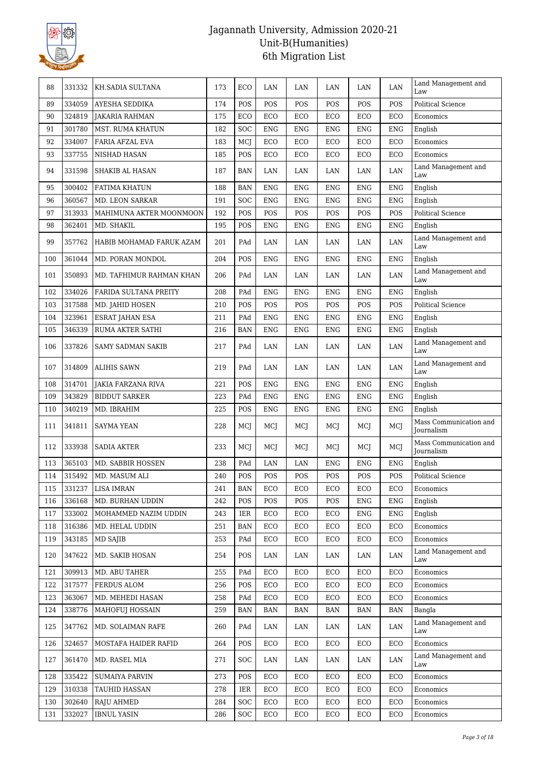| 88 | 331332 | KH.SADIA SULTANA | 173 | ECO | LAN | LAN | LAN | LAN | LAN | Land Management and Law |
|---|---|---|---|---|---|---|---|---|---|---|
| 89 | 334059 | AYESHA SEDDIKA | 174 | POS | POS | POS | POS | POS | POS | Political Science |
| 90 | 324819 | JAKARIA RAHMAN | 175 | ECO | ECO | ECO | ECO | ECO | ECO | Economics |
| 91 | 301780 | MST. RUMA KHATUN | 182 | SOC | ENG | ENG | ENG | ENG | ENG | English |
| 92 | 334007 | FARIA AFZAL EVA | 183 | MCJ | ECO | ECO | ECO | ECO | ECO | Economics |
| 93 | 337755 | NISHAD HASAN | 185 | POS | ECO | ECO | ECO | ECO | ECO | Economics |
| 94 | 331598 | SHAKIB AL HASAN | 187 | BAN | LAN | LAN | LAN | LAN | LAN | Land Management and Law |
| 95 | 300402 | FATIMA KHATUN | 188 | BAN | ENG | ENG | ENG | ENG | ENG | English |
| 96 | 360567 | MD. LEON SARKAR | 191 | SOC | ENG | ENG | ENG | ENG | ENG | English |
| 97 | 313933 | MAHIMUNA AKTER MOONMOON | 192 | POS | POS | POS | POS | POS | POS | Political Science |
| 98 | 362401 | MD. SHAKIL | 195 | POS | ENG | ENG | ENG | ENG | ENG | English |
| 99 | 357762 | HABIB MOHAMAD FARUK AZAM | 201 | PAd | LAN | LAN | LAN | LAN | LAN | Land Management and Law |
| 100 | 361044 | MD. PORAN MONDOL | 204 | POS | ENG | ENG | ENG | ENG | ENG | English |
| 101 | 350893 | MD. TAFHIMUR RAHMAN KHAN | 206 | PAd | LAN | LAN | LAN | LAN | LAN | Land Management and Law |
| 102 | 334026 | FARIDA SULTANA PREITY | 208 | PAd | ENG | ENG | ENG | ENG | ENG | English |
| 103 | 317588 | MD. JAHID HOSEN | 210 | POS | POS | POS | POS | POS | POS | Political Science |
| 104 | 323961 | ESRAT JAHAN ESA | 211 | PAd | ENG | ENG | ENG | ENG | ENG | English |
| 105 | 346339 | RUMA AKTER SATHI | 216 | BAN | ENG | ENG | ENG | ENG | ENG | English |
| 106 | 337826 | SAMY SADMAN SAKIB | 217 | PAd | LAN | LAN | LAN | LAN | LAN | Land Management and Law |
| 107 | 314809 | ALIHIS SAWN | 219 | PAd | LAN | LAN | LAN | LAN | LAN | Land Management and Law |
| 108 | 314701 | JAKIA FARZANA RIVA | 221 | POS | ENG | ENG | ENG | ENG | ENG | English |
| 109 | 343829 | BIDDUT SARKER | 223 | PAd | ENG | ENG | ENG | ENG | ENG | English |
| 110 | 340219 | MD. IBRAHIM | 225 | POS | ENG | ENG | ENG | ENG | ENG | English |
| 111 | 341811 | SAYMA YEAN | 228 | MCJ | MCJ | MCJ | MCJ | MCJ | MCJ | Mass Communication and Journalism |
| 112 | 333938 | SADIA AKTER | 233 | MCJ | MCJ | MCJ | MCJ | MCJ | MCJ | Mass Communication and Journalism |
| 113 | 365103 | MD. SABBIR HOSSEN | 238 | PAd | LAN | LAN | ENG | ENG | ENG | English |
| 114 | 315492 | MD. MASUM ALI | 240 | POS | POS | POS | POS | POS | POS | Political Science |
| 115 | 331237 | LISA IMRAN | 241 | BAN | ECO | ECO | ECO | ECO | ECO | Economics |
| 116 | 336168 | MD. BURHAN UDDIN | 242 | POS | POS | POS | POS | ENG | ENG | English |
| 117 | 333002 | MOHAMMED NAZIM UDDIN | 243 | IER | ECO | ECO | ECO | ENG | ENG | English |
| 118 | 316386 | MD. HELAL UDDIN | 251 | BAN | ECO | ECO | ECO | ECO | ECO | Economics |
| 119 | 343185 | MD SAJIB | 253 | PAd | ECO | ECO | ECO | ECO | ECO | Economics |
| 120 | 347622 | MD. SAKIB HOSAN | 254 | POS | LAN | LAN | LAN | LAN | LAN | Land Management and Law |
| 121 | 309913 | MD. ABU TAHER | 255 | PAd | ECO | ECO | ECO | ECO | ECO | Economics |
| 122 | 317577 | FERDUS ALOM | 256 | POS | ECO | ECO | ECO | ECO | ECO | Economics |
| 123 | 363067 | MD. MEHEDI HASAN | 258 | PAd | ECO | ECO | ECO | ECO | ECO | Economics |
| 124 | 338776 | MAHOFUJ HOSSAIN | 259 | BAN | BAN | BAN | BAN | BAN | BAN | Bangla |
| 125 | 347762 | MD. SOLAIMAN RAFE | 260 | PAd | LAN | LAN | LAN | LAN | LAN | Land Management and Law |
| 126 | 324657 | MOSTAFA HAIDER RAFID | 264 | POS | ECO | ECO | ECO | ECO | ECO | Economics |
| 127 | 361470 | MD. RASEL MIA | 271 | SOC | LAN | LAN | LAN | LAN | LAN | Land Management and Law |
| 128 | 335422 | SUMAIYA PARVIN | 273 | POS | ECO | ECO | ECO | ECO | ECO | Economics |
| 129 | 310338 | TAUHID HASSAN | 278 | IER | ECO | ECO | ECO | ECO | ECO | Economics |
| 130 | 302640 | RAJU AHMED | 284 | SOC | ECO | ECO | ECO | ECO | ECO | Economics |
| 131 | 332027 | IBNUL YASIN | 286 | SOC | ECO | ECO | ECO | ECO | ECO | Economics |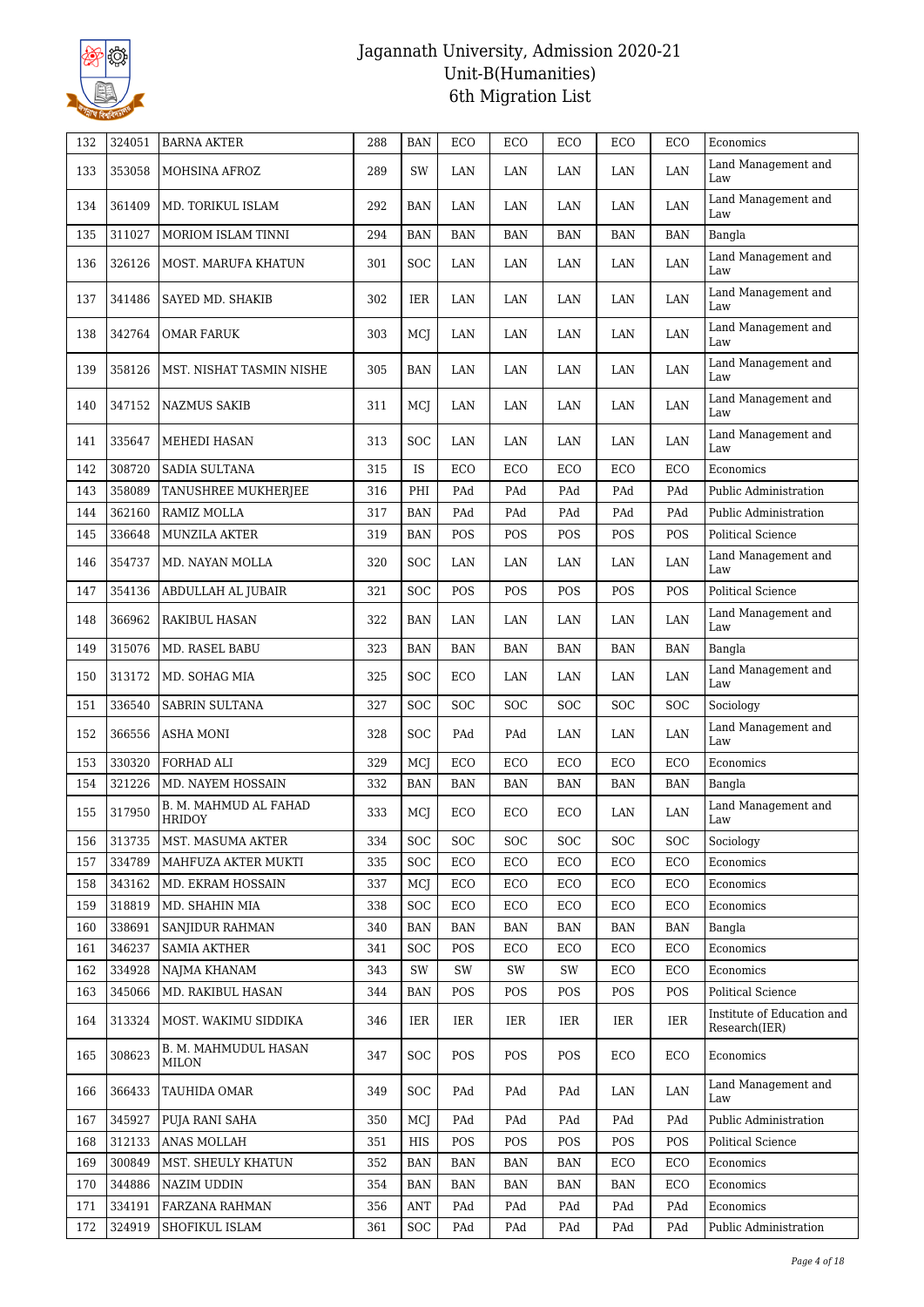# Jagannath University, Admission 2020-21
## Unit-B(Humanities)
## 6th Migration List

| 132 | 324051 | BARNA AKTER | 288 | BAN | ECO | ECO | ECO | ECO | ECO | Economics |
|---|---|---|---|---|---|---|---|---|---|---|
| 133 | 353058 | MOHSINA AFROZ | 289 | SW | LAN | LAN | LAN | LAN | LAN | Land Management and Law |
| 134 | 361409 | MD. TORIKUL ISLAM | 292 | BAN | LAN | LAN | LAN | LAN | LAN | Land Management and Law |
| 135 | 311027 | MORIOM ISLAM TINNI | 294 | BAN | BAN | BAN | BAN | BAN | BAN | Bangla |
| 136 | 326126 | MOST. MARUFA KHATUN | 301 | SOC | LAN | LAN | LAN | LAN | LAN | Land Management and Law |
| 137 | 341486 | SAYED MD. SHAKIB | 302 | IER | LAN | LAN | LAN | LAN | LAN | Land Management and Law |
| 138 | 342764 | OMAR FARUK | 303 | MCJ | LAN | LAN | LAN | LAN | LAN | Land Management and Law |
| 139 | 358126 | MST. NISHAT TASMIN NISHE | 305 | BAN | LAN | LAN | LAN | LAN | LAN | Land Management and Law |
| 140 | 347152 | NAZMUS SAKIB | 311 | MCJ | LAN | LAN | LAN | LAN | LAN | Land Management and Law |
| 141 | 335647 | MEHEDI HASAN | 313 | SOC | LAN | LAN | LAN | LAN | LAN | Land Management and Law |
| 142 | 308720 | SADIA SULTANA | 315 | IS | ECO | ECO | ECO | ECO | ECO | Economics |
| 143 | 358089 | TANUSHREE MUKHERJEE | 316 | PHI | PAd | PAd | PAd | PAd | PAd | Public Administration |
| 144 | 362160 | RAMIZ MOLLA | 317 | BAN | PAd | PAd | PAd | PAd | PAd | Public Administration |
| 145 | 336648 | MUNZILA AKTER | 319 | BAN | POS | POS | POS | POS | POS | Political Science |
| 146 | 354737 | MD. NAYAN MOLLA | 320 | SOC | LAN | LAN | LAN | LAN | LAN | Land Management and Law |
| 147 | 354136 | ABDULLAH AL JUBAIR | 321 | SOC | POS | POS | POS | POS | POS | Political Science |
| 148 | 366962 | RAKIBUL HASAN | 322 | BAN | LAN | LAN | LAN | LAN | LAN | Land Management and Law |
| 149 | 315076 | MD. RASEL BABU | 323 | BAN | BAN | BAN | BAN | BAN | BAN | Bangla |
| 150 | 313172 | MD. SOHAG MIA | 325 | SOC | ECO | LAN | LAN | LAN | LAN | Land Management and Law |
| 151 | 336540 | SABRIN SULTANA | 327 | SOC | SOC | SOC | SOC | SOC | SOC | Sociology |
| 152 | 366556 | ASHA MONI | 328 | SOC | PAd | PAd | LAN | LAN | LAN | Land Management and Law |
| 153 | 330320 | FORHAD ALI | 329 | MCJ | ECO | ECO | ECO | ECO | ECO | Economics |
| 154 | 321226 | MD. NAYEM HOSSAIN | 332 | BAN | BAN | BAN | BAN | BAN | BAN | Bangla |
| 155 | 317950 | B. M. MAHMUD AL FAHAD HRIDOY | 333 | MCJ | ECO | ECO | ECO | LAN | LAN | Land Management and Law |
| 156 | 313735 | MST. MASUMA AKTER | 334 | SOC | SOC | SOC | SOC | SOC | SOC | Sociology |
| 157 | 334789 | MAHFUZA AKTER MUKTI | 335 | SOC | ECO | ECO | ECO | ECO | ECO | Economics |
| 158 | 343162 | MD. EKRAM HOSSAIN | 337 | MCJ | ECO | ECO | ECO | ECO | ECO | Economics |
| 159 | 318819 | MD. SHAHIN MIA | 338 | SOC | ECO | ECO | ECO | ECO | ECO | Economics |
| 160 | 338691 | SANJIDUR RAHMAN | 340 | BAN | BAN | BAN | BAN | BAN | BAN | Bangla |
| 161 | 346237 | SAMIA AKTHER | 341 | SOC | POS | ECO | ECO | ECO | ECO | Economics |
| 162 | 334928 | NAJMA KHANAM | 343 | SW | SW | SW | SW | ECO | ECO | Economics |
| 163 | 345066 | MD. RAKIBUL HASAN | 344 | BAN | POS | POS | POS | POS | POS | Political Science |
| 164 | 313324 | MOST. WAKIMU SIDDIKA | 346 | IER | IER | IER | IER | IER | IER | Institute of Education and Research(IER) |
| 165 | 308623 | B. M. MAHMUDUL HASAN MILON | 347 | SOC | POS | POS | POS | ECO | ECO | Economics |
| 166 | 366433 | TAUHIDA OMAR | 349 | SOC | PAd | PAd | PAd | LAN | LAN | Land Management and Law |
| 167 | 345927 | PUJA RANI SAHA | 350 | MCJ | PAd | PAd | PAd | PAd | PAd | Public Administration |
| 168 | 312133 | ANAS MOLLAH | 351 | HIS | POS | POS | POS | POS | POS | Political Science |
| 169 | 300849 | MST. SHEULY KHATUN | 352 | BAN | BAN | BAN | BAN | ECO | ECO | Economics |
| 170 | 344886 | NAZIM UDDIN | 354 | BAN | BAN | BAN | BAN | BAN | ECO | Economics |
| 171 | 334191 | FARZANA RAHMAN | 356 | ANT | PAd | PAd | PAd | PAd | PAd | Economics |
| 172 | 324919 | SHOFIKUL ISLAM | 361 | SOC | PAd | PAd | PAd | PAd | PAd | Public Administration |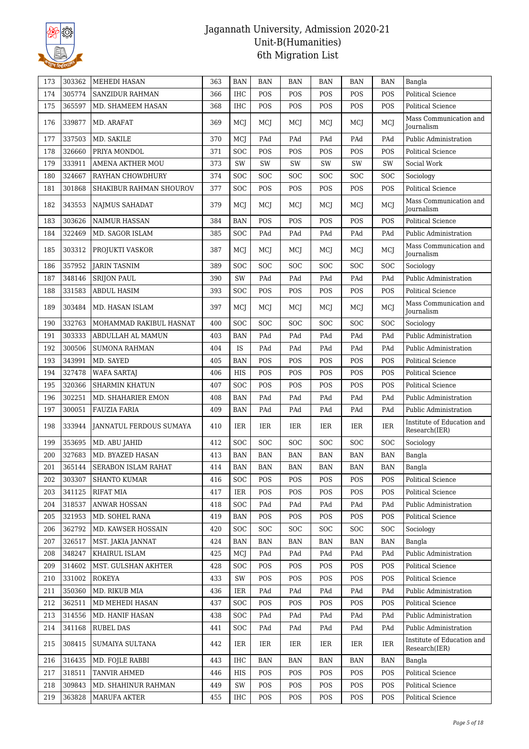# Jagannath University, Admission 2020-21
## Unit-B(Humanities)
## 6th Migration List

| 173 | 303362 | MEHEDI HASAN | 363 | BAN | BAN | BAN | BAN | BAN | BAN | Bangla |
|---|---|---|---|---|---|---|---|---|---|---|
| 174 | 305774 | SANZIDUR RAHMAN | 366 | IHC | POS | POS | POS | POS | POS | Political Science |
| 175 | 365597 | MD. SHAMEEM HASAN | 368 | IHC | POS | POS | POS | POS | POS | Political Science |
| 176 | 339877 | MD. ARAFAT | 369 | MCJ | MCJ | MCJ | MCJ | MCJ | MCJ | Mass Communication and Journalism |
| 177 | 337503 | MD. SAKILE | 370 | MCJ | PAd | PAd | PAd | PAd | PAd | Public Administration |
| 178 | 326660 | PRIYA MONDOL | 371 | SOC | POS | POS | POS | POS | POS | Political Science |
| 179 | 333911 | AMENA AKTHER MOU | 373 | SW | SW | SW | SW | SW | SW | Social Work |
| 180 | 324667 | RAYHAN CHOWDHURY | 374 | SOC | SOC | SOC | SOC | SOC | SOC | Sociology |
| 181 | 301868 | SHAKIBUR RAHMAN SHOUROV | 377 | SOC | POS | POS | POS | POS | POS | Political Science |
| 182 | 343553 | NAJMUS SAHADAT | 379 | MCJ | MCJ | MCJ | MCJ | MCJ | MCJ | Mass Communication and Journalism |
| 183 | 303626 | NAIMUR HASSAN | 384 | BAN | POS | POS | POS | POS | POS | Political Science |
| 184 | 322469 | MD. SAGOR ISLAM | 385 | SOC | PAd | PAd | PAd | PAd | PAd | Public Administration |
| 185 | 303312 | PROJUKTI VASKOR | 387 | MCJ | MCJ | MCJ | MCJ | MCJ | MCJ | Mass Communication and Journalism |
| 186 | 357952 | JARIN TASNIM | 389 | SOC | SOC | SOC | SOC | SOC | SOC | Sociology |
| 187 | 348146 | SRIJON PAUL | 390 | SW | PAd | PAd | PAd | PAd | PAd | Public Administration |
| 188 | 331583 | ABDUL HASIM | 393 | SOC | POS | POS | POS | POS | POS | Political Science |
| 189 | 303484 | MD. HASAN ISLAM | 397 | MCJ | MCJ | MCJ | MCJ | MCJ | MCJ | Mass Communication and Journalism |
| 190 | 332763 | MOHAMMAD RAKIBUL HASNAT | 400 | SOC | SOC | SOC | SOC | SOC | SOC | Sociology |
| 191 | 303333 | ABDULLAH AL MAMUN | 403 | BAN | PAd | PAd | PAd | PAd | PAd | Public Administration |
| 192 | 300506 | SUMONA RAHMAN | 404 | IS | PAd | PAd | PAd | PAd | PAd | Public Administration |
| 193 | 343991 | MD. SAYED | 405 | BAN | POS | POS | POS | POS | POS | Political Science |
| 194 | 327478 | WAFA SARTAJ | 406 | HIS | POS | POS | POS | POS | POS | Political Science |
| 195 | 320366 | SHARMIN KHATUN | 407 | SOC | POS | POS | POS | POS | POS | Political Science |
| 196 | 302251 | MD. SHAHARIER EMON | 408 | BAN | PAd | PAd | PAd | PAd | PAd | Public Administration |
| 197 | 300051 | FAUZIA FARIA | 409 | BAN | PAd | PAd | PAd | PAd | PAd | Public Administration |
| 198 | 333944 | JANNATUL FERDOUS SUMAYA | 410 | IER | IER | IER | IER | IER | IER | Institute of Education and Research(IER) |
| 199 | 353695 | MD. ABU JAHID | 412 | SOC | SOC | SOC | SOC | SOC | SOC | Sociology |
| 200 | 327683 | MD. BYAZED HASAN | 413 | BAN | BAN | BAN | BAN | BAN | BAN | Bangla |
| 201 | 365144 | SERABON ISLAM RAHAT | 414 | BAN | BAN | BAN | BAN | BAN | BAN | Bangla |
| 202 | 303307 | SHANTO KUMAR | 416 | SOC | POS | POS | POS | POS | POS | Political Science |
| 203 | 341125 | RIFAT MIA | 417 | IER | POS | POS | POS | POS | POS | Political Science |
| 204 | 318537 | ANWAR HOSSAN | 418 | SOC | PAd | PAd | PAd | PAd | PAd | Public Administration |
| 205 | 321953 | MD. SOHEL RANA | 419 | BAN | POS | POS | POS | POS | POS | Political Science |
| 206 | 362792 | MD. KAWSER HOSSAIN | 420 | SOC | SOC | SOC | SOC | SOC | SOC | Sociology |
| 207 | 326517 | MST. JAKIA JANNAT | 424 | BAN | BAN | BAN | BAN | BAN | BAN | Bangla |
| 208 | 348247 | KHAIRUL ISLAM | 425 | MCJ | PAd | PAd | PAd | PAd | PAd | Public Administration |
| 209 | 314602 | MST. GULSHAN AKHTER | 428 | SOC | POS | POS | POS | POS | POS | Political Science |
| 210 | 331002 | ROKEYA | 433 | SW | POS | POS | POS | POS | POS | Political Science |
| 211 | 350360 | MD. RIKUB MIA | 436 | IER | PAd | PAd | PAd | PAd | PAd | Public Administration |
| 212 | 362511 | MD MEHEDI HASAN | 437 | SOC | POS | POS | POS | POS | POS | Political Science |
| 213 | 314556 | MD. HANIF HASAN | 438 | SOC | PAd | PAd | PAd | PAd | PAd | Public Administration |
| 214 | 341168 | RUBEL DAS | 441 | SOC | PAd | PAd | PAd | PAd | PAd | Public Administration |
| 215 | 308415 | SUMAIYA SULTANA | 442 | IER | IER | IER | IER | IER | IER | Institute of Education and Research(IER) |
| 216 | 316435 | MD. FOJLE RABBI | 443 | IHC | BAN | BAN | BAN | BAN | BAN | Bangla |
| 217 | 318511 | TANVIR AHMED | 446 | HIS | POS | POS | POS | POS | POS | Political Science |
| 218 | 309843 | MD. SHAHINUR RAHMAN | 449 | SW | POS | POS | POS | POS | POS | Political Science |
| 219 | 363828 | MARUFA AKTER | 455 | IHC | POS | POS | POS | POS | POS | Political Science |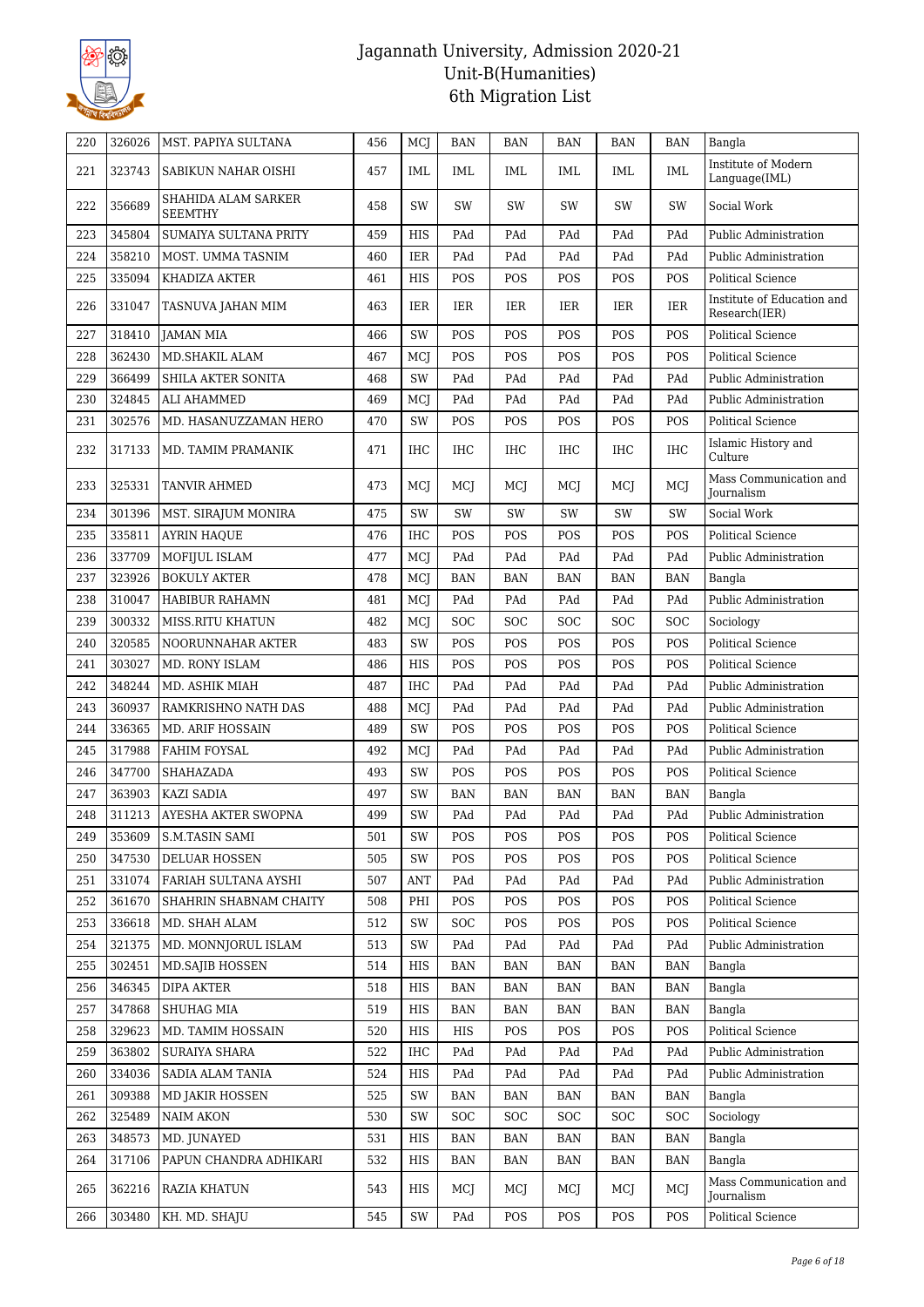# Jagannath University, Admission 2020-21
## Unit-B(Humanities)
## 6th Migration List

| | | | | | | | | | | |
|---|---|---|---|---|---|---|---|---|---|---|
| 220 | 326026 | MST. PAPIYA SULTANA | 456 | MCJ | BAN | BAN | BAN | BAN | BAN | Bangla |
| 221 | 323743 | SABIKUN NAHAR OISHI | 457 | IML | IML | IML | IML | IML | IML | Institute of Modern Language(IML) |
| 222 | 356689 | SHAHIDA ALAM SARKER SEEMTHY | 458 | SW | SW | SW | SW | SW | SW | Social Work |
| 223 | 345804 | SUMAIYA SULTANA PRITY | 459 | HIS | PAd | PAd | PAd | PAd | PAd | Public Administration |
| 224 | 358210 | MOST. UMMA TASNIM | 460 | IER | PAd | PAd | PAd | PAd | PAd | Public Administration |
| 225 | 335094 | KHADIZA AKTER | 461 | HIS | POS | POS | POS | POS | POS | Political Science |
| 226 | 331047 | TASNUVA JAHAN MIM | 463 | IER | IER | IER | IER | IER | IER | Institute of Education and Research(IER) |
| 227 | 318410 | JAMAN MIA | 466 | SW | POS | POS | POS | POS | POS | Political Science |
| 228 | 362430 | MD.SHAKIL ALAM | 467 | MCJ | POS | POS | POS | POS | POS | Political Science |
| 229 | 366499 | SHILA AKTER SONITA | 468 | SW | PAd | PAd | PAd | PAd | PAd | Public Administration |
| 230 | 324845 | ALI AHAMMED | 469 | MCJ | PAd | PAd | PAd | PAd | PAd | Public Administration |
| 231 | 302576 | MD. HASANUZZAMAN HERO | 470 | SW | POS | POS | POS | POS | POS | Political Science |
| 232 | 317133 | MD. TAMIM PRAMANIK | 471 | IHC | IHC | IHC | IHC | IHC | IHC | Islamic History and Culture |
| 233 | 325331 | TANVIR AHMED | 473 | MCJ | MCJ | MCJ | MCJ | MCJ | MCJ | Mass Communication and Journalism |
| 234 | 301396 | MST. SIRAJUM MONIRA | 475 | SW | SW | SW | SW | SW | SW | Social Work |
| 235 | 335811 | AYRIN HAQUE | 476 | IHC | POS | POS | POS | POS | POS | Political Science |
| 236 | 337709 | MOFIJUL ISLAM | 477 | MCJ | PAd | PAd | PAd | PAd | PAd | Public Administration |
| 237 | 323926 | BOKULY AKTER | 478 | MCJ | BAN | BAN | BAN | BAN | BAN | Bangla |
| 238 | 310047 | HABIBUR RAHAMN | 481 | MCJ | PAd | PAd | PAd | PAd | PAd | Public Administration |
| 239 | 300332 | MISS.RITU KHATUN | 482 | MCJ | SOC | SOC | SOC | SOC | SOC | Sociology |
| 240 | 320585 | NOORUNNAHAR AKTER | 483 | SW | POS | POS | POS | POS | POS | Political Science |
| 241 | 303027 | MD. RONY ISLAM | 486 | HIS | POS | POS | POS | POS | POS | Political Science |
| 242 | 348244 | MD. ASHIK MIAH | 487 | IHC | PAd | PAd | PAd | PAd | PAd | Public Administration |
| 243 | 360937 | RAMKRISHNO NATH DAS | 488 | MCJ | PAd | PAd | PAd | PAd | PAd | Public Administration |
| 244 | 336365 | MD. ARIF HOSSAIN | 489 | SW | POS | POS | POS | POS | POS | Political Science |
| 245 | 317988 | FAHIM FOYSAL | 492 | MCJ | PAd | PAd | PAd | PAd | PAd | Public Administration |
| 246 | 347700 | SHAHAZADA | 493 | SW | POS | POS | POS | POS | POS | Political Science |
| 247 | 363903 | KAZI SADIA | 497 | SW | BAN | BAN | BAN | BAN | BAN | Bangla |
| 248 | 311213 | AYESHA AKTER SWOPNA | 499 | SW | PAd | PAd | PAd | PAd | PAd | Public Administration |
| 249 | 353609 | S.M.TASIN SAMI | 501 | SW | POS | POS | POS | POS | POS | Political Science |
| 250 | 347530 | DELUAR HOSSEN | 505 | SW | POS | POS | POS | POS | POS | Political Science |
| 251 | 331074 | FARIAH SULTANA AYSHI | 507 | ANT | PAd | PAd | PAd | PAd | PAd | Public Administration |
| 252 | 361670 | SHAHRIN SHABNAM CHAITY | 508 | PHI | POS | POS | POS | POS | POS | Political Science |
| 253 | 336618 | MD. SHAH ALAM | 512 | SW | SOC | POS | POS | POS | POS | Political Science |
| 254 | 321375 | MD. MONNJORUL ISLAM | 513 | SW | PAd | PAd | PAd | PAd | PAd | Public Administration |
| 255 | 302451 | MD.SAJIB HOSSEN | 514 | HIS | BAN | BAN | BAN | BAN | BAN | Bangla |
| 256 | 346345 | DIPA AKTER | 518 | HIS | BAN | BAN | BAN | BAN | BAN | Bangla |
| 257 | 347868 | SHUHAG MIA | 519 | HIS | BAN | BAN | BAN | BAN | BAN | Bangla |
| 258 | 329623 | MD. TAMIM HOSSAIN | 520 | HIS | HIS | POS | POS | POS | POS | Political Science |
| 259 | 363802 | SURAIYA SHARA | 522 | IHC | PAd | PAd | PAd | PAd | PAd | Public Administration |
| 260 | 334036 | SADIA ALAM TANIA | 524 | HIS | PAd | PAd | PAd | PAd | PAd | Public Administration |
| 261 | 309388 | MD JAKIR HOSSEN | 525 | SW | BAN | BAN | BAN | BAN | BAN | Bangla |
| 262 | 325489 | NAIM AKON | 530 | SW | SOC | SOC | SOC | SOC | SOC | Sociology |
| 263 | 348573 | MD. JUNAYED | 531 | HIS | BAN | BAN | BAN | BAN | BAN | Bangla |
| 264 | 317106 | PAPUN CHANDRA ADHIKARI | 532 | HIS | BAN | BAN | BAN | BAN | BAN | Bangla |
| 265 | 362216 | RAZIA KHATUN | 543 | HIS | MCJ | MCJ | MCJ | MCJ | MCJ | Mass Communication and Journalism |
| 266 | 303480 | KH. MD. SHAJU | 545 | SW | PAd | POS | POS | POS | POS | Political Science |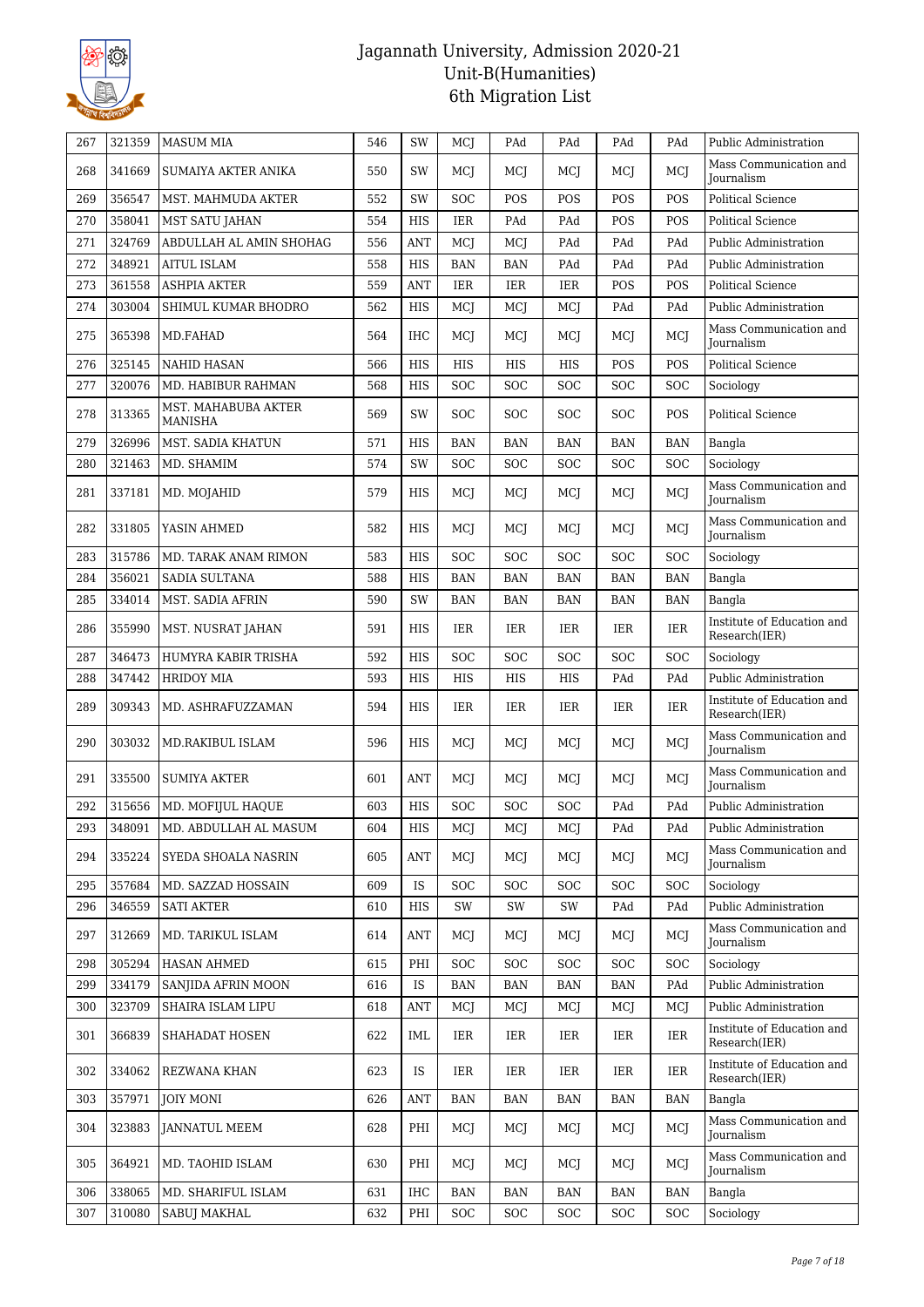# Jagannath University, Admission 2020-21
## Unit-B(Humanities)
## 6th Migration List

| | | | | | | | | | | |
|---|---|---|---|---|---|---|---|---|---|---|
| 267 | 321359 | MASUM MIA | 546 | SW | MCJ | PAd | PAd | PAd | PAd | Public Administration |
| 268 | 341669 | SUMAIYA AKTER ANIKA | 550 | SW | MCJ | MCJ | MCJ | MCJ | MCJ | Mass Communication and Journalism |
| 269 | 356547 | MST. MAHMUDA AKTER | 552 | SW | SOC | POS | POS | POS | POS | Political Science |
| 270 | 358041 | MST SATU JAHAN | 554 | HIS | IER | PAd | PAd | POS | POS | Political Science |
| 271 | 324769 | ABDULLAH AL AMIN SHOHAG | 556 | ANT | MCJ | MCJ | PAd | PAd | PAd | Public Administration |
| 272 | 348921 | AITUL ISLAM | 558 | HIS | BAN | BAN | PAd | PAd | PAd | Public Administration |
| 273 | 361558 | ASHPIA AKTER | 559 | ANT | IER | IER | IER | POS | POS | Political Science |
| 274 | 303004 | SHIMUL KUMAR BHODRO | 562 | HIS | MCJ | MCJ | MCJ | PAd | PAd | Public Administration |
| 275 | 365398 | MD.FAHAD | 564 | IHC | MCJ | MCJ | MCJ | MCJ | MCJ | Mass Communication and Journalism |
| 276 | 325145 | NAHID HASAN | 566 | HIS | HIS | HIS | HIS | POS | POS | Political Science |
| 277 | 320076 | MD. HABIBUR RAHMAN | 568 | HIS | SOC | SOC | SOC | SOC | SOC | Sociology |
| 278 | 313365 | MST. MAHABUBA AKTER MANISHA | 569 | SW | SOC | SOC | SOC | SOC | POS | Political Science |
| 279 | 326996 | MST. SADIA KHATUN | 571 | HIS | BAN | BAN | BAN | BAN | BAN | Bangla |
| 280 | 321463 | MD. SHAMIM | 574 | SW | SOC | SOC | SOC | SOC | SOC | Sociology |
| 281 | 337181 | MD. MOJAHID | 579 | HIS | MCJ | MCJ | MCJ | MCJ | MCJ | Mass Communication and Journalism |
| 282 | 331805 | YASIN AHMED | 582 | HIS | MCJ | MCJ | MCJ | MCJ | MCJ | Mass Communication and Journalism |
| 283 | 315786 | MD. TARAK ANAM RIMON | 583 | HIS | SOC | SOC | SOC | SOC | SOC | Sociology |
| 284 | 356021 | SADIA SULTANA | 588 | HIS | BAN | BAN | BAN | BAN | BAN | Bangla |
| 285 | 334014 | MST. SADIA AFRIN | 590 | SW | BAN | BAN | BAN | BAN | BAN | Bangla |
| 286 | 355990 | MST. NUSRAT JAHAN | 591 | HIS | IER | IER | IER | IER | IER | Institute of Education and Research(IER) |
| 287 | 346473 | HUMYRA KABIR TRISHA | 592 | HIS | SOC | SOC | SOC | SOC | SOC | Sociology |
| 288 | 347442 | HRIDOY MIA | 593 | HIS | HIS | HIS | HIS | PAd | PAd | Public Administration |
| 289 | 309343 | MD. ASHRAFUZZAMAN | 594 | HIS | IER | IER | IER | IER | IER | Institute of Education and Research(IER) |
| 290 | 303032 | MD.RAKIBUL ISLAM | 596 | HIS | MCJ | MCJ | MCJ | MCJ | MCJ | Mass Communication and Journalism |
| 291 | 335500 | SUMIYA AKTER | 601 | ANT | MCJ | MCJ | MCJ | MCJ | MCJ | Mass Communication and Journalism |
| 292 | 315656 | MD. MOFIJUL HAQUE | 603 | HIS | SOC | SOC | SOC | PAd | PAd | Public Administration |
| 293 | 348091 | MD. ABDULLAH AL MASUM | 604 | HIS | MCJ | MCJ | MCJ | PAd | PAd | Public Administration |
| 294 | 335224 | SYEDA SHOALA NASRIN | 605 | ANT | MCJ | MCJ | MCJ | MCJ | MCJ | Mass Communication and Journalism |
| 295 | 357684 | MD. SAZZAD HOSSAIN | 609 | IS | SOC | SOC | SOC | SOC | SOC | Sociology |
| 296 | 346559 | SATI AKTER | 610 | HIS | SW | SW | SW | PAd | PAd | Public Administration |
| 297 | 312669 | MD. TARIKUL ISLAM | 614 | ANT | MCJ | MCJ | MCJ | MCJ | MCJ | Mass Communication and Journalism |
| 298 | 305294 | HASAN AHMED | 615 | PHI | SOC | SOC | SOC | SOC | SOC | Sociology |
| 299 | 334179 | SANJIDA AFRIN MOON | 616 | IS | BAN | BAN | BAN | BAN | PAd | Public Administration |
| 300 | 323709 | SHAIRA ISLAM LIPU | 618 | ANT | MCJ | MCJ | MCJ | MCJ | MCJ | Public Administration |
| 301 | 366839 | SHAHADAT HOSEN | 622 | IML | IER | IER | IER | IER | IER | Institute of Education and Research(IER) |
| 302 | 334062 | REZWANA KHAN | 623 | IS | IER | IER | IER | IER | IER | Institute of Education and Research(IER) |
| 303 | 357971 | JOIY MONI | 626 | ANT | BAN | BAN | BAN | BAN | BAN | Bangla |
| 304 | 323883 | JANNATUL MEEM | 628 | PHI | MCJ | MCJ | MCJ | MCJ | MCJ | Mass Communication and Journalism |
| 305 | 364921 | MD. TAOHID ISLAM | 630 | PHI | MCJ | MCJ | MCJ | MCJ | MCJ | Mass Communication and Journalism |
| 306 | 338065 | MD. SHARIFUL ISLAM | 631 | IHC | BAN | BAN | BAN | BAN | BAN | Bangla |
| 307 | 310080 | SABUJ MAKHAL | 632 | PHI | SOC | SOC | SOC | SOC | SOC | Sociology |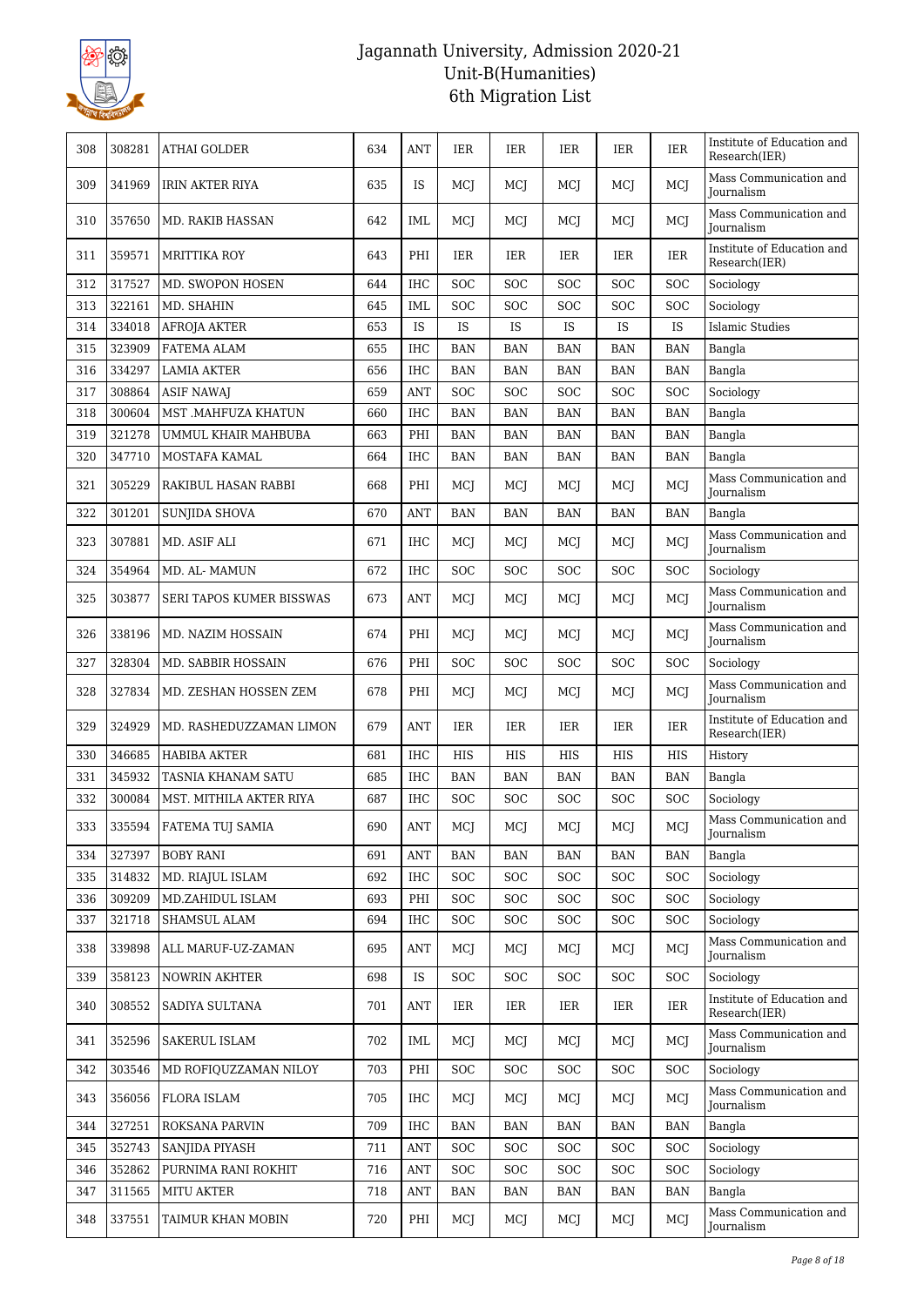# Jagannath University, Admission 2020-21
## Unit-B(Humanities)
## 6th Migration List

| | | | | | | | | | | |
|---|---|---|---|---|---|---|---|---|---|---|
| 308 | 308281 | ATHAI GOLDER | 634 | ANT | IER | IER | IER | IER | IER | Institute of Education and Research(IER) |
| 309 | 341969 | IRIN AKTER RIYA | 635 | IS | MCJ | MCJ | MCJ | MCJ | MCJ | Mass Communication and Journalism |
| 310 | 357650 | MD. RAKIB HASSAN | 642 | IML | MCJ | MCJ | MCJ | MCJ | MCJ | Mass Communication and Journalism |
| 311 | 359571 | MRITTIKA ROY | 643 | PHI | IER | IER | IER | IER | IER | Institute of Education and Research(IER) |
| 312 | 317527 | MD. SWOPON HOSEN | 644 | IHC | SOC | SOC | SOC | SOC | SOC | Sociology |
| 313 | 322161 | MD. SHAHIN | 645 | IML | SOC | SOC | SOC | SOC | SOC | Sociology |
| 314 | 334018 | AFROJA AKTER | 653 | IS | IS | IS | IS | IS | IS | Islamic Studies |
| 315 | 323909 | FATEMA ALAM | 655 | IHC | BAN | BAN | BAN | BAN | BAN | Bangla |
| 316 | 334297 | LAMIA AKTER | 656 | IHC | BAN | BAN | BAN | BAN | BAN | Bangla |
| 317 | 308864 | ASIF NAWAJ | 659 | ANT | SOC | SOC | SOC | SOC | SOC | Sociology |
| 318 | 300604 | MST .MAHFUZA KHATUN | 660 | IHC | BAN | BAN | BAN | BAN | BAN | Bangla |
| 319 | 321278 | UMMUL KHAIR MAHBUBA | 663 | PHI | BAN | BAN | BAN | BAN | BAN | Bangla |
| 320 | 347710 | MOSTAFA KAMAL | 664 | IHC | BAN | BAN | BAN | BAN | BAN | Bangla |
| 321 | 305229 | RAKIBUL HASAN RABBI | 668 | PHI | MCJ | MCJ | MCJ | MCJ | MCJ | Mass Communication and Journalism |
| 322 | 301201 | SUNJIDA SHOVA | 670 | ANT | BAN | BAN | BAN | BAN | BAN | Bangla |
| 323 | 307881 | MD. ASIF ALI | 671 | IHC | MCJ | MCJ | MCJ | MCJ | MCJ | Mass Communication and Journalism |
| 324 | 354964 | MD. AL- MAMUN | 672 | IHC | SOC | SOC | SOC | SOC | SOC | Sociology |
| 325 | 303877 | SERI TAPOS KUMER BISSWAS | 673 | ANT | MCJ | MCJ | MCJ | MCJ | MCJ | Mass Communication and Journalism |
| 326 | 338196 | MD. NAZIM HOSSAIN | 674 | PHI | MCJ | MCJ | MCJ | MCJ | MCJ | Mass Communication and Journalism |
| 327 | 328304 | MD. SABBIR HOSSAIN | 676 | PHI | SOC | SOC | SOC | SOC | SOC | Sociology |
| 328 | 327834 | MD. ZESHAN HOSSEN ZEM | 678 | PHI | MCJ | MCJ | MCJ | MCJ | MCJ | Mass Communication and Journalism |
| 329 | 324929 | MD. RASHEDUZZAMAN LIMON | 679 | ANT | IER | IER | IER | IER | IER | Institute of Education and Research(IER) |
| 330 | 346685 | HABIBA AKTER | 681 | IHC | HIS | HIS | HIS | HIS | HIS | History |
| 331 | 345932 | TASNIA KHANAM SATU | 685 | IHC | BAN | BAN | BAN | BAN | BAN | Bangla |
| 332 | 300084 | MST. MITHILA AKTER RIYA | 687 | IHC | SOC | SOC | SOC | SOC | SOC | Sociology |
| 333 | 335594 | FATEMA TUJ SAMIA | 690 | ANT | MCJ | MCJ | MCJ | MCJ | MCJ | Mass Communication and Journalism |
| 334 | 327397 | BOBY RANI | 691 | ANT | BAN | BAN | BAN | BAN | BAN | Bangla |
| 335 | 314832 | MD. RIAJUL ISLAM | 692 | IHC | SOC | SOC | SOC | SOC | SOC | Sociology |
| 336 | 309209 | MD.ZAHIDUL ISLAM | 693 | PHI | SOC | SOC | SOC | SOC | SOC | Sociology |
| 337 | 321718 | SHAMSUL ALAM | 694 | IHC | SOC | SOC | SOC | SOC | SOC | Sociology |
| 338 | 339898 | ALL MARUF-UZ-ZAMAN | 695 | ANT | MCJ | MCJ | MCJ | MCJ | MCJ | Mass Communication and Journalism |
| 339 | 358123 | NOWRIN AKHTER | 698 | IS | SOC | SOC | SOC | SOC | SOC | Sociology |
| 340 | 308552 | SADIYA SULTANA | 701 | ANT | IER | IER | IER | IER | IER | Institute of Education and Research(IER) |
| 341 | 352596 | SAKERUL ISLAM | 702 | IML | MCJ | MCJ | MCJ | MCJ | MCJ | Mass Communication and Journalism |
| 342 | 303546 | MD ROFIQUZZAMAN NILOY | 703 | PHI | SOC | SOC | SOC | SOC | SOC | Sociology |
| 343 | 356056 | FLORA ISLAM | 705 | IHC | MCJ | MCJ | MCJ | MCJ | MCJ | Mass Communication and Journalism |
| 344 | 327251 | ROKSANA PARVIN | 709 | IHC | BAN | BAN | BAN | BAN | BAN | Bangla |
| 345 | 352743 | SANJIDA PIYASH | 711 | ANT | SOC | SOC | SOC | SOC | SOC | Sociology |
| 346 | 352862 | PURNIMA RANI ROKHIT | 716 | ANT | SOC | SOC | SOC | SOC | SOC | Sociology |
| 347 | 311565 | MITU AKTER | 718 | ANT | BAN | BAN | BAN | BAN | BAN | Bangla |
| 348 | 337551 | TAIMUR KHAN MOBIN | 720 | PHI | MCJ | MCJ | MCJ | MCJ | MCJ | Mass Communication and Journalism |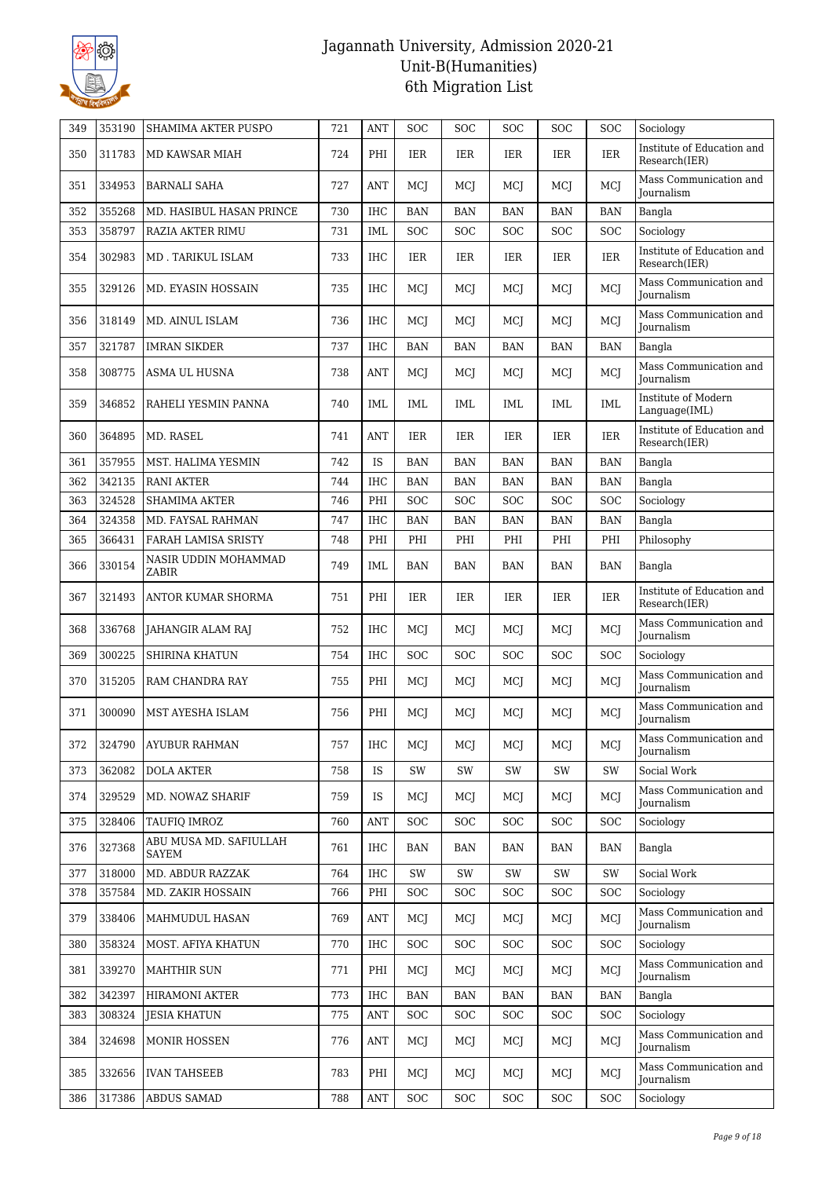# Jagannath University, Admission 2020-21
## Unit-B(Humanities)
## 6th Migration List

| 349 | 353190 | SHAMIMA AKTER PUSPO | 721 | ANT | SOC | SOC | SOC | SOC | SOC | Sociology |
|---|---|---|---|---|---|---|---|---|---|---|
| 350 | 311783 | MD KAWSAR MIAH | 724 | PHI | IER | IER | IER | IER | IER | Institute of Education and Research(IER) |
| 351 | 334953 | BARNALI SAHA | 727 | ANT | MCJ | MCJ | MCJ | MCJ | MCJ | Mass Communication and Journalism |
| 352 | 355268 | MD. HASIBUL HASAN PRINCE | 730 | IHC | BAN | BAN | BAN | BAN | BAN | Bangla |
| 353 | 358797 | RAZIA AKTER RIMU | 731 | IML | SOC | SOC | SOC | SOC | SOC | Sociology |
| 354 | 302983 | MD . TARIKUL ISLAM | 733 | IHC | IER | IER | IER | IER | IER | Institute of Education and Research(IER) |
| 355 | 329126 | MD. EYASIN HOSSAIN | 735 | IHC | MCJ | MCJ | MCJ | MCJ | MCJ | Mass Communication and Journalism |
| 356 | 318149 | MD. AINUL ISLAM | 736 | IHC | MCJ | MCJ | MCJ | MCJ | MCJ | Mass Communication and Journalism |
| 357 | 321787 | IMRAN SIKDER | 737 | IHC | BAN | BAN | BAN | BAN | BAN | Bangla |
| 358 | 308775 | ASMA UL HUSNA | 738 | ANT | MCJ | MCJ | MCJ | MCJ | MCJ | Mass Communication and Journalism |
| 359 | 346852 | RAHELI YESMIN PANNA | 740 | IML | IML | IML | IML | IML | IML | Institute of Modern Language(IML) |
| 360 | 364895 | MD. RASEL | 741 | ANT | IER | IER | IER | IER | IER | Institute of Education and Research(IER) |
| 361 | 357955 | MST. HALIMA YESMIN | 742 | IS | BAN | BAN | BAN | BAN | BAN | Bangla |
| 362 | 342135 | RANI AKTER | 744 | IHC | BAN | BAN | BAN | BAN | BAN | Bangla |
| 363 | 324528 | SHAMIMA AKTER | 746 | PHI | SOC | SOC | SOC | SOC | SOC | Sociology |
| 364 | 324358 | MD. FAYSAL RAHMAN | 747 | IHC | BAN | BAN | BAN | BAN | BAN | Bangla |
| 365 | 366431 | FARAH LAMISA SRISTY | 748 | PHI | PHI | PHI | PHI | PHI | PHI | Philosophy |
| 366 | 330154 | NASIR UDDIN MOHAMMAD ZABIR | 749 | IML | BAN | BAN | BAN | BAN | BAN | Bangla |
| 367 | 321493 | ANTOR KUMAR SHORMA | 751 | PHI | IER | IER | IER | IER | IER | Institute of Education and Research(IER) |
| 368 | 336768 | JAHANGIR ALAM RAJ | 752 | IHC | MCJ | MCJ | MCJ | MCJ | MCJ | Mass Communication and Journalism |
| 369 | 300225 | SHIRINA KHATUN | 754 | IHC | SOC | SOC | SOC | SOC | SOC | Sociology |
| 370 | 315205 | RAM CHANDRA RAY | 755 | PHI | MCJ | MCJ | MCJ | MCJ | MCJ | Mass Communication and Journalism |
| 371 | 300090 | MST AYESHA ISLAM | 756 | PHI | MCJ | MCJ | MCJ | MCJ | MCJ | Mass Communication and Journalism |
| 372 | 324790 | AYUBUR RAHMAN | 757 | IHC | MCJ | MCJ | MCJ | MCJ | MCJ | Mass Communication and Journalism |
| 373 | 362082 | DOLA AKTER | 758 | IS | SW | SW | SW | SW | SW | Social Work |
| 374 | 329529 | MD. NOWAZ SHARIF | 759 | IS | MCJ | MCJ | MCJ | MCJ | MCJ | Mass Communication and Journalism |
| 375 | 328406 | TAUFIQ IMROZ | 760 | ANT | SOC | SOC | SOC | SOC | SOC | Sociology |
| 376 | 327368 | ABU MUSA MD. SAFIULLAH SAYEM | 761 | IHC | BAN | BAN | BAN | BAN | BAN | Bangla |
| 377 | 318000 | MD. ABDUR RAZZAK | 764 | IHC | SW | SW | SW | SW | SW | Social Work |
| 378 | 357584 | MD. ZAKIR HOSSAIN | 766 | PHI | SOC | SOC | SOC | SOC | SOC | Sociology |
| 379 | 338406 | MAHMUDUL HASAN | 769 | ANT | MCJ | MCJ | MCJ | MCJ | MCJ | Mass Communication and Journalism |
| 380 | 358324 | MOST. AFIYA KHATUN | 770 | IHC | SOC | SOC | SOC | SOC | SOC | Sociology |
| 381 | 339270 | MAHTHIR SUN | 771 | PHI | MCJ | MCJ | MCJ | MCJ | MCJ | Mass Communication and Journalism |
| 382 | 342397 | HIRAMONI AKTER | 773 | IHC | BAN | BAN | BAN | BAN | BAN | Bangla |
| 383 | 308324 | JESIA KHATUN | 775 | ANT | SOC | SOC | SOC | SOC | SOC | Sociology |
| 384 | 324698 | MONIR HOSSEN | 776 | ANT | MCJ | MCJ | MCJ | MCJ | MCJ | Mass Communication and Journalism |
| 385 | 332656 | IVAN TAHSEEB | 783 | PHI | MCJ | MCJ | MCJ | MCJ | MCJ | Mass Communication and Journalism |
| 386 | 317386 | ABDUS SAMAD | 788 | ANT | SOC | SOC | SOC | SOC | SOC | Sociology |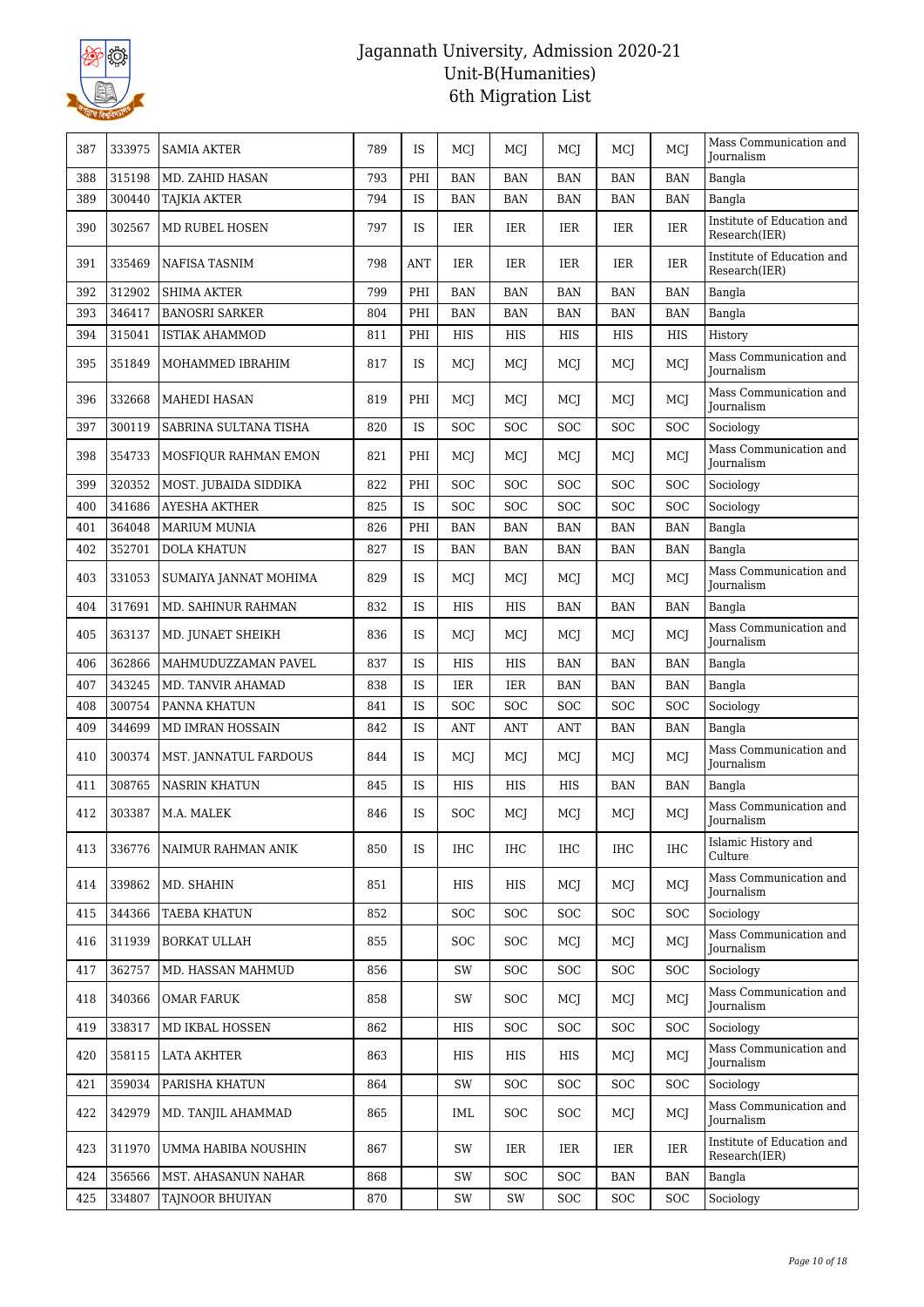# Jagannath University, Admission 2020-21
## Unit-B(Humanities)
## 6th Migration List

| | | | | | | | | | | |
|---|---|---|---|---|---|---|---|---|---|---|
| 387 | 333975 | SAMIA AKTER | 789 | IS | MCJ | MCJ | MCJ | MCJ | MCJ | Mass Communication and Journalism |
| 388 | 315198 | MD. ZAHID HASAN | 793 | PHI | BAN | BAN | BAN | BAN | BAN | Bangla |
| 389 | 300440 | TAJKIA AKTER | 794 | IS | BAN | BAN | BAN | BAN | BAN | Bangla |
| 390 | 302567 | MD RUBEL HOSEN | 797 | IS | IER | IER | IER | IER | IER | Institute of Education and Research(IER) |
| 391 | 335469 | NAFISA TASNIM | 798 | ANT | IER | IER | IER | IER | IER | Institute of Education and Research(IER) |
| 392 | 312902 | SHIMA AKTER | 799 | PHI | BAN | BAN | BAN | BAN | BAN | Bangla |
| 393 | 346417 | BANOSRI SARKER | 804 | PHI | BAN | BAN | BAN | BAN | BAN | Bangla |
| 394 | 315041 | ISTIAK AHAMMOD | 811 | PHI | HIS | HIS | HIS | HIS | HIS | History |
| 395 | 351849 | MOHAMMED IBRAHIM | 817 | IS | MCJ | MCJ | MCJ | MCJ | MCJ | Mass Communication and Journalism |
| 396 | 332668 | MAHEDI HASAN | 819 | PHI | MCJ | MCJ | MCJ | MCJ | MCJ | Mass Communication and Journalism |
| 397 | 300119 | SABRINA SULTANA TISHA | 820 | IS | SOC | SOC | SOC | SOC | SOC | Sociology |
| 398 | 354733 | MOSFIQUR RAHMAN EMON | 821 | PHI | MCJ | MCJ | MCJ | MCJ | MCJ | Mass Communication and Journalism |
| 399 | 320352 | MOST. JUBAIDA SIDDIKA | 822 | PHI | SOC | SOC | SOC | SOC | SOC | Sociology |
| 400 | 341686 | AYESHA AKTHER | 825 | IS | SOC | SOC | SOC | SOC | SOC | Sociology |
| 401 | 364048 | MARIUM MUNIA | 826 | PHI | BAN | BAN | BAN | BAN | BAN | Bangla |
| 402 | 352701 | DOLA KHATUN | 827 | IS | BAN | BAN | BAN | BAN | BAN | Bangla |
| 403 | 331053 | SUMAIYA JANNAT MOHIMA | 829 | IS | MCJ | MCJ | MCJ | MCJ | MCJ | Mass Communication and Journalism |
| 404 | 317691 | MD. SAHINUR RAHMAN | 832 | IS | HIS | HIS | BAN | BAN | BAN | Bangla |
| 405 | 363137 | MD. JUNAET SHEIKH | 836 | IS | MCJ | MCJ | MCJ | MCJ | MCJ | Mass Communication and Journalism |
| 406 | 362866 | MAHMUDUZZAMAN PAVEL | 837 | IS | HIS | HIS | BAN | BAN | BAN | Bangla |
| 407 | 343245 | MD. TANVIR AHAMAD | 838 | IS | IER | IER | BAN | BAN | BAN | Bangla |
| 408 | 300754 | PANNA KHATUN | 841 | IS | SOC | SOC | SOC | SOC | SOC | Sociology |
| 409 | 344699 | MD IMRAN HOSSAIN | 842 | IS | ANT | ANT | ANT | BAN | BAN | Bangla |
| 410 | 300374 | MST. JANNATUL FARDOUS | 844 | IS | MCJ | MCJ | MCJ | MCJ | MCJ | Mass Communication and Journalism |
| 411 | 308765 | NASRIN KHATUN | 845 | IS | HIS | HIS | HIS | BAN | BAN | Bangla |
| 412 | 303387 | M.A. MALEK | 846 | IS | SOC | MCJ | MCJ | MCJ | MCJ | Mass Communication and Journalism |
| 413 | 336776 | NAIMUR RAHMAN ANIK | 850 | IS | IHC | IHC | IHC | IHC | IHC | Islamic History and Culture |
| 414 | 339862 | MD. SHAHIN | 851 | | HIS | HIS | MCJ | MCJ | MCJ | Mass Communication and Journalism |
| 415 | 344366 | TAEBA KHATUN | 852 | | SOC | SOC | SOC | SOC | SOC | Sociology |
| 416 | 311939 | BORKAT ULLAH | 855 | | SOC | SOC | MCJ | MCJ | MCJ | Mass Communication and Journalism |
| 417 | 362757 | MD. HASSAN MAHMUD | 856 | | SW | SOC | SOC | SOC | SOC | Sociology |
| 418 | 340366 | OMAR FARUK | 858 | | SW | SOC | MCJ | MCJ | MCJ | Mass Communication and Journalism |
| 419 | 338317 | MD IKBAL HOSSEN | 862 | | HIS | SOC | SOC | SOC | SOC | Sociology |
| 420 | 358115 | LATA AKHTER | 863 | | HIS | HIS | HIS | MCJ | MCJ | Mass Communication and Journalism |
| 421 | 359034 | PARISHA KHATUN | 864 | | SW | SOC | SOC | SOC | SOC | Sociology |
| 422 | 342979 | MD. TANJIL AHAMMAD | 865 | | IML | SOC | SOC | MCJ | MCJ | Mass Communication and Journalism |
| 423 | 311970 | UMMA HABIBA NOUSHIN | 867 | | SW | IER | IER | IER | IER | Institute of Education and Research(IER) |
| 424 | 356566 | MST. AHASANUN NAHAR | 868 | | SW | SOC | SOC | BAN | BAN | Bangla |
| 425 | 334807 | TAJNOOR BHUIYAN | 870 | | SW | SW | SOC | SOC | SOC | Sociology |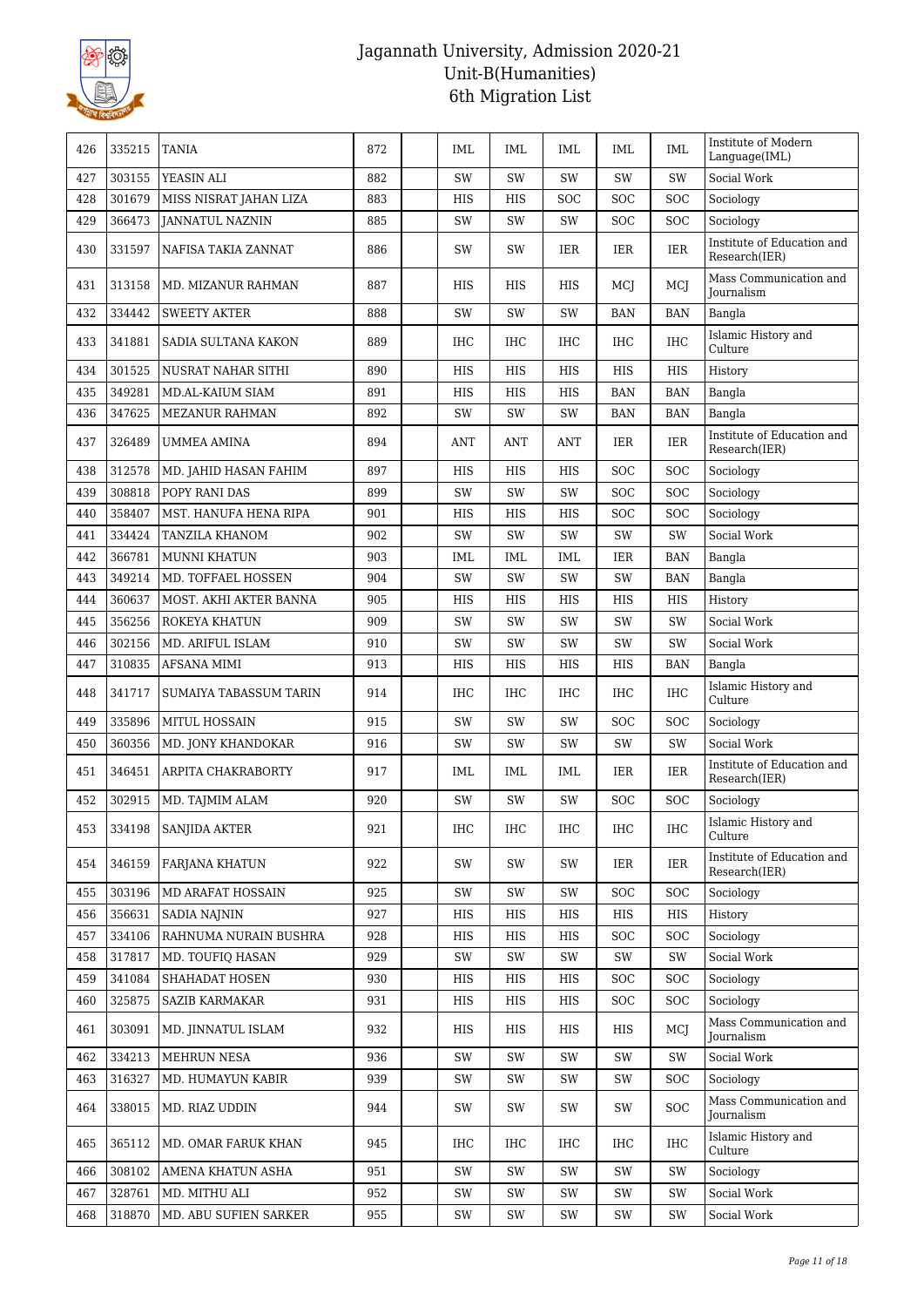| 426 | 335215 | TANIA | 872 | | IML | IML | IML | IML | IML | Institute of Modern Language(IML) |
|---|---|---|---|---|---|---|---|---|---|---|
| 427 | 303155 | YEASIN ALI | 882 | | SW | SW | SW | SW | SW | Social Work |
| 428 | 301679 | MISS NISRAT JAHAN LIZA | 883 | | HIS | HIS | SOC | SOC | SOC | Sociology |
| 429 | 366473 | JANNATUL NAZNIN | 885 | | SW | SW | SW | SOC | SOC | Sociology |
| 430 | 331597 | NAFISA TAKIA ZANNAT | 886 | | SW | SW | IER | IER | IER | Institute of Education and Research(IER) |
| 431 | 313158 | MD. MIZANUR RAHMAN | 887 | | HIS | HIS | HIS | MCJ | MCJ | Mass Communication and Journalism |
| 432 | 334442 | SWEETY AKTER | 888 | | SW | SW | SW | BAN | BAN | Bangla |
| 433 | 341881 | SADIA SULTANA KAKON | 889 | | IHC | IHC | IHC | IHC | IHC | Islamic History and Culture |
| 434 | 301525 | NUSRAT NAHAR SITHI | 890 | | HIS | HIS | HIS | HIS | HIS | History |
| 435 | 349281 | MD.AL-KAIUM SIAM | 891 | | HIS | HIS | HIS | BAN | BAN | Bangla |
| 436 | 347625 | MEZANUR RAHMAN | 892 | | SW | SW | SW | BAN | BAN | Bangla |
| 437 | 326489 | UMMEA AMINA | 894 | | ANT | ANT | ANT | IER | IER | Institute of Education and Research(IER) |
| 438 | 312578 | MD. JAHID HASAN FAHIM | 897 | | HIS | HIS | HIS | SOC | SOC | Sociology |
| 439 | 308818 | POPY RANI DAS | 899 | | SW | SW | SW | SOC | SOC | Sociology |
| 440 | 358407 | MST. HANUFA HENA RIPA | 901 | | HIS | HIS | HIS | SOC | SOC | Sociology |
| 441 | 334424 | TANZILA KHANOM | 902 | | SW | SW | SW | SW | SW | Social Work |
| 442 | 366781 | MUNNI KHATUN | 903 | | IML | IML | IML | IER | BAN | Bangla |
| 443 | 349214 | MD. TOFFAEL HOSSEN | 904 | | SW | SW | SW | SW | BAN | Bangla |
| 444 | 360637 | MOST. AKHI AKTER BANNA | 905 | | HIS | HIS | HIS | HIS | HIS | History |
| 445 | 356256 | ROKEYA KHATUN | 909 | | SW | SW | SW | SW | SW | Social Work |
| 446 | 302156 | MD. ARIFUL ISLAM | 910 | | SW | SW | SW | SW | SW | Social Work |
| 447 | 310835 | AFSANA MIMI | 913 | | HIS | HIS | HIS | HIS | BAN | Bangla |
| 448 | 341717 | SUMAIYA TABASSUM TARIN | 914 | | IHC | IHC | IHC | IHC | IHC | Islamic History and Culture |
| 449 | 335896 | MITUL HOSSAIN | 915 | | SW | SW | SW | SOC | SOC | Sociology |
| 450 | 360356 | MD. JONY KHANDOKAR | 916 | | SW | SW | SW | SW | SW | Social Work |
| 451 | 346451 | ARPITA CHAKRABORTY | 917 | | IML | IML | IML | IER | IER | Institute of Education and Research(IER) |
| 452 | 302915 | MD. TAJMIM ALAM | 920 | | SW | SW | SW | SOC | SOC | Sociology |
| 453 | 334198 | SANJIDA AKTER | 921 | | IHC | IHC | IHC | IHC | IHC | Islamic History and Culture |
| 454 | 346159 | FARJANA KHATUN | 922 | | SW | SW | SW | IER | IER | Institute of Education and Research(IER) |
| 455 | 303196 | MD ARAFAT HOSSAIN | 925 | | SW | SW | SW | SOC | SOC | Sociology |
| 456 | 356631 | SADIA NAJNIN | 927 | | HIS | HIS | HIS | HIS | HIS | History |
| 457 | 334106 | RAHNUMA NURAIN BUSHRA | 928 | | HIS | HIS | HIS | SOC | SOC | Sociology |
| 458 | 317817 | MD. TOUFIQ HASAN | 929 | | SW | SW | SW | SW | SW | Social Work |
| 459 | 341084 | SHAHADAT HOSEN | 930 | | HIS | HIS | HIS | SOC | SOC | Sociology |
| 460 | 325875 | SAZIB KARMAKAR | 931 | | HIS | HIS | HIS | SOC | SOC | Sociology |
| 461 | 303091 | MD. JINNATUL ISLAM | 932 | | HIS | HIS | HIS | HIS | MCJ | Mass Communication and Journalism |
| 462 | 334213 | MEHRUN NESA | 936 | | SW | SW | SW | SW | SW | Social Work |
| 463 | 316327 | MD. HUMAYUN KABIR | 939 | | SW | SW | SW | SW | SOC | Sociology |
| 464 | 338015 | MD. RIAZ UDDIN | 944 | | SW | SW | SW | SW | SOC | Mass Communication and Journalism |
| 465 | 365112 | MD. OMAR FARUK KHAN | 945 | | IHC | IHC | IHC | IHC | IHC | Islamic History and Culture |
| 466 | 308102 | AMENA KHATUN ASHA | 951 | | SW | SW | SW | SW | SW | Sociology |
| 467 | 328761 | MD. MITHU ALI | 952 | | SW | SW | SW | SW | SW | Social Work |
| 468 | 318870 | MD. ABU SUFIEN SARKER | 955 | | SW | SW | SW | SW | SW | Social Work |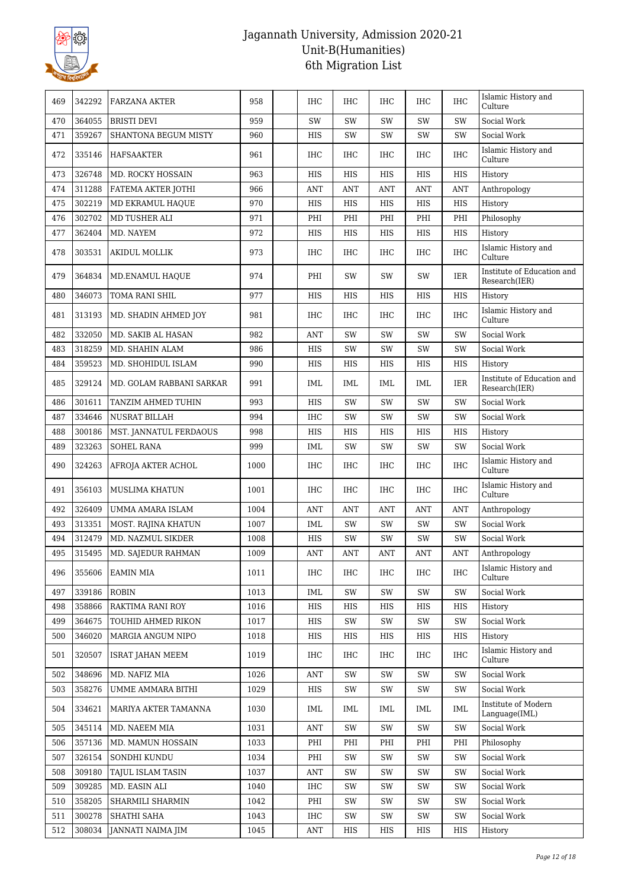# Jagannath University, Admission 2020-21
## Unit-B(Humanities)
## 6th Migration List

| | | | | | | | | | | |
|---|---|---|---|---|---|---|---|---|---|---|
| 469 | 342292 | FARZANA AKTER | 958 | | IHC | IHC | IHC | IHC | IHC | Islamic History and Culture |
| 470 | 364055 | BRISTI DEVI | 959 | | SW | SW | SW | SW | SW | Social Work |
| 471 | 359267 | SHANTONA BEGUM MISTY | 960 | | HIS | SW | SW | SW | SW | Social Work |
| 472 | 335146 | HAFSAAKTER | 961 | | IHC | IHC | IHC | IHC | IHC | Islamic History and Culture |
| 473 | 326748 | MD. ROCKY HOSSAIN | 963 | | HIS | HIS | HIS | HIS | HIS | History |
| 474 | 311288 | FATEMA AKTER JOTHI | 966 | | ANT | ANT | ANT | ANT | ANT | Anthropology |
| 475 | 302219 | MD EKRAMUL HAQUE | 970 | | HIS | HIS | HIS | HIS | HIS | History |
| 476 | 302702 | MD TUSHER ALI | 971 | | PHI | PHI | PHI | PHI | PHI | Philosophy |
| 477 | 362404 | MD. NAYEM | 972 | | HIS | HIS | HIS | HIS | HIS | History |
| 478 | 303531 | AKIDUL MOLLIK | 973 | | IHC | IHC | IHC | IHC | IHC | Islamic History and Culture |
| 479 | 364834 | MD.ENAMUL HAQUE | 974 | | PHI | SW | SW | SW | IER | Institute of Education and Research(IER) |
| 480 | 346073 | TOMA RANI SHIL | 977 | | HIS | HIS | HIS | HIS | HIS | History |
| 481 | 313193 | MD. SHADIN AHMED JOY | 981 | | IHC | IHC | IHC | IHC | IHC | Islamic History and Culture |
| 482 | 332050 | MD. SAKIB AL HASAN | 982 | | ANT | SW | SW | SW | SW | Social Work |
| 483 | 318259 | MD. SHAHIN ALAM | 986 | | HIS | SW | SW | SW | SW | Social Work |
| 484 | 359523 | MD. SHOHIDUL ISLAM | 990 | | HIS | HIS | HIS | HIS | HIS | History |
| 485 | 329124 | MD. GOLAM RABBANI SARKAR | 991 | | IML | IML | IML | IML | IER | Institute of Education and Research(IER) |
| 486 | 301611 | TANZIM AHMED TUHIN | 993 | | HIS | SW | SW | SW | SW | Social Work |
| 487 | 334646 | NUSRAT BILLAH | 994 | | IHC | SW | SW | SW | SW | Social Work |
| 488 | 300186 | MST. JANNATUL FERDAOUS | 998 | | HIS | HIS | HIS | HIS | HIS | History |
| 489 | 323263 | SOHEL RANA | 999 | | IML | SW | SW | SW | SW | Social Work |
| 490 | 324263 | AFROJA AKTER ACHOL | 1000 | | IHC | IHC | IHC | IHC | IHC | Islamic History and Culture |
| 491 | 356103 | MUSLIMA KHATUN | 1001 | | IHC | IHC | IHC | IHC | IHC | Islamic History and Culture |
| 492 | 326409 | UMMA AMARA ISLAM | 1004 | | ANT | ANT | ANT | ANT | ANT | Anthropology |
| 493 | 313351 | MOST. RAJINA KHATUN | 1007 | | IML | SW | SW | SW | SW | Social Work |
| 494 | 312479 | MD. NAZMUL SIKDER | 1008 | | HIS | SW | SW | SW | SW | Social Work |
| 495 | 315495 | MD. SAJEDUR RAHMAN | 1009 | | ANT | ANT | ANT | ANT | ANT | Anthropology |
| 496 | 355606 | EAMIN MIA | 1011 | | IHC | IHC | IHC | IHC | IHC | Islamic History and Culture |
| 497 | 339186 | ROBIN | 1013 | | IML | SW | SW | SW | SW | Social Work |
| 498 | 358866 | RAKTIMA RANI ROY | 1016 | | HIS | HIS | HIS | HIS | HIS | History |
| 499 | 364675 | TOUHID AHMED RIKON | 1017 | | HIS | SW | SW | SW | SW | Social Work |
| 500 | 346020 | MARGIA ANGUM NIPO | 1018 | | HIS | HIS | HIS | HIS | HIS | History |
| 501 | 320507 | ISRAT JAHAN MEEM | 1019 | | IHC | IHC | IHC | IHC | IHC | Islamic History and Culture |
| 502 | 348696 | MD. NAFIZ MIA | 1026 | | ANT | SW | SW | SW | SW | Social Work |
| 503 | 358276 | UMME AMMARA BITHI | 1029 | | HIS | SW | SW | SW | SW | Social Work |
| 504 | 334621 | MARIYA AKTER TAMANNA | 1030 | | IML | IML | IML | IML | IML | Institute of Modern Language(IML) |
| 505 | 345114 | MD. NAEEM MIA | 1031 | | ANT | SW | SW | SW | SW | Social Work |
| 506 | 357136 | MD. MAMUN HOSSAIN | 1033 | | PHI | PHI | PHI | PHI | PHI | Philosophy |
| 507 | 326154 | SONDHI KUNDU | 1034 | | PHI | SW | SW | SW | SW | Social Work |
| 508 | 309180 | TAJUL ISLAM TASIN | 1037 | | ANT | SW | SW | SW | SW | Social Work |
| 509 | 309285 | MD. EASIN ALI | 1040 | | IHC | SW | SW | SW | SW | Social Work |
| 510 | 358205 | SHARMILI SHARMIN | 1042 | | PHI | SW | SW | SW | SW | Social Work |
| 511 | 300278 | SHATHI SAHA | 1043 | | IHC | SW | SW | SW | SW | Social Work |
| 512 | 308034 | JANNATI NAIMA JIM | 1045 | | ANT | HIS | HIS | HIS | HIS | History |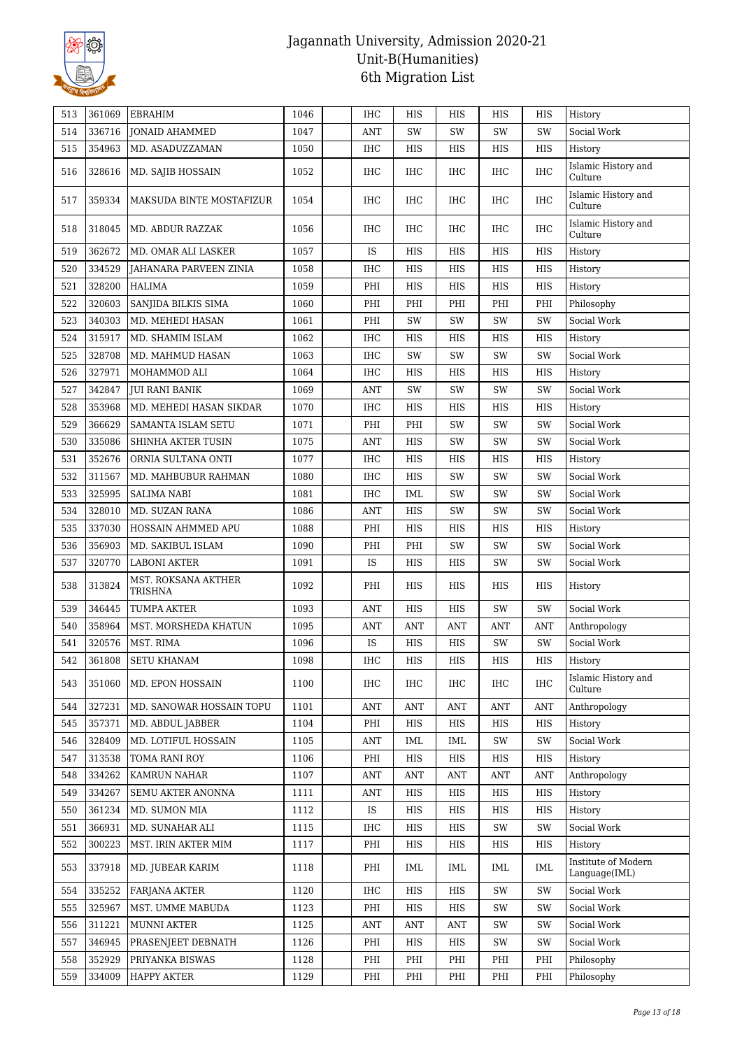# Jagannath University, Admission 2020-21
## Unit-B(Humanities)
## 6th Migration List

| 513 | 361069 | EBRAHIM | 1046 | | IHC | HIS | HIS | HIS | HIS | History |
|---|---|---|---|---|---|---|---|---|---|---|
| 514 | 336716 | JONAID AHAMMED | 1047 | | ANT | SW | SW | SW | SW | Social Work |
| 515 | 354963 | MD. ASADUZZAMAN | 1050 | | IHC | HIS | HIS | HIS | HIS | History |
| 516 | 328616 | MD. SAJIB HOSSAIN | 1052 | | IHC | IHC | IHC | IHC | IHC | Islamic History and Culture |
| 517 | 359334 | MAKSUDA BINTE MOSTAFIZUR | 1054 | | IHC | IHC | IHC | IHC | IHC | Islamic History and Culture |
| 518 | 318045 | MD. ABDUR RAZZAK | 1056 | | IHC | IHC | IHC | IHC | IHC | Islamic History and Culture |
| 519 | 362672 | MD. OMAR ALI LASKER | 1057 | | IS | HIS | HIS | HIS | HIS | History |
| 520 | 334529 | JAHANARA PARVEEN ZINIA | 1058 | | IHC | HIS | HIS | HIS | HIS | History |
| 521 | 328200 | HALIMA | 1059 | | PHI | HIS | HIS | HIS | HIS | History |
| 522 | 320603 | SANJIDA BILKIS SIMA | 1060 | | PHI | PHI | PHI | PHI | PHI | Philosophy |
| 523 | 340303 | MD. MEHEDI HASAN | 1061 | | PHI | SW | SW | SW | SW | Social Work |
| 524 | 315917 | MD. SHAMIM ISLAM | 1062 | | IHC | HIS | HIS | HIS | HIS | History |
| 525 | 328708 | MD. MAHMUD HASAN | 1063 | | IHC | SW | SW | SW | SW | Social Work |
| 526 | 327971 | MOHAMMOD ALI | 1064 | | IHC | HIS | HIS | HIS | HIS | History |
| 527 | 342847 | JUI RANI BANIK | 1069 | | ANT | SW | SW | SW | SW | Social Work |
| 528 | 353968 | MD. MEHEDI HASAN SIKDAR | 1070 | | IHC | HIS | HIS | HIS | HIS | History |
| 529 | 366629 | SAMANTA ISLAM SETU | 1071 | | PHI | PHI | SW | SW | SW | Social Work |
| 530 | 335086 | SHINHA AKTER TUSIN | 1075 | | ANT | HIS | SW | SW | SW | Social Work |
| 531 | 352676 | ORNIA SULTANA ONTI | 1077 | | IHC | HIS | HIS | HIS | HIS | History |
| 532 | 311567 | MD. MAHBUBUR RAHMAN | 1080 | | IHC | HIS | SW | SW | SW | Social Work |
| 533 | 325995 | SALIMA NABI | 1081 | | IHC | IML | SW | SW | SW | Social Work |
| 534 | 328010 | MD. SUZAN RANA | 1086 | | ANT | HIS | SW | SW | SW | Social Work |
| 535 | 337030 | HOSSAIN AHMMED APU | 1088 | | PHI | HIS | HIS | HIS | HIS | History |
| 536 | 356903 | MD. SAKIBUL ISLAM | 1090 | | PHI | PHI | SW | SW | SW | Social Work |
| 537 | 320770 | LABONI AKTER | 1091 | | IS | HIS | HIS | SW | SW | Social Work |
| 538 | 313824 | MST. ROKSANA AKTHER TRISHNA | 1092 | | PHI | HIS | HIS | HIS | HIS | History |
| 539 | 346445 | TUMPA AKTER | 1093 | | ANT | HIS | HIS | SW | SW | Social Work |
| 540 | 358964 | MST. MORSHEDA KHATUN | 1095 | | ANT | ANT | ANT | ANT | ANT | Anthropology |
| 541 | 320576 | MST. RIMA | 1096 | | IS | HIS | HIS | SW | SW | Social Work |
| 542 | 361808 | SETU KHANAM | 1098 | | IHC | HIS | HIS | HIS | HIS | History |
| 543 | 351060 | MD. EPON HOSSAIN | 1100 | | IHC | IHC | IHC | IHC | IHC | Islamic History and Culture |
| 544 | 327231 | MD. SANOWAR HOSSAIN TOPU | 1101 | | ANT | ANT | ANT | ANT | ANT | Anthropology |
| 545 | 357371 | MD. ABDUL JABBER | 1104 | | PHI | HIS | HIS | HIS | HIS | History |
| 546 | 328409 | MD. LOTIFUL HOSSAIN | 1105 | | ANT | IML | IML | SW | SW | Social Work |
| 547 | 313538 | TOMA RANI ROY | 1106 | | PHI | HIS | HIS | HIS | HIS | History |
| 548 | 334262 | KAMRUN NAHAR | 1107 | | ANT | ANT | ANT | ANT | ANT | Anthropology |
| 549 | 334267 | SEMU AKTER ANONNA | 1111 | | ANT | HIS | HIS | HIS | HIS | History |
| 550 | 361234 | MD. SUMON MIA | 1112 | | IS | HIS | HIS | HIS | HIS | History |
| 551 | 366931 | MD. SUNAHAR ALI | 1115 | | IHC | HIS | HIS | SW | SW | Social Work |
| 552 | 300223 | MST. IRIN AKTER MIM | 1117 | | PHI | HIS | HIS | HIS | HIS | History |
| 553 | 337918 | MD. JUBEAR KARIM | 1118 | | PHI | IML | IML | IML | IML | Institute of Modern Language(IML) |
| 554 | 335252 | FARJANA AKTER | 1120 | | IHC | HIS | HIS | SW | SW | Social Work |
| 555 | 325967 | MST. UMME MABUDA | 1123 | | PHI | HIS | HIS | SW | SW | Social Work |
| 556 | 311221 | MUNNI AKTER | 1125 | | ANT | ANT | ANT | SW | SW | Social Work |
| 557 | 346945 | PRASENJEET DEBNATH | 1126 | | PHI | HIS | HIS | SW | SW | Social Work |
| 558 | 352929 | PRIYANKA BISWAS | 1128 | | PHI | PHI | PHI | PHI | PHI | Philosophy |
| 559 | 334009 | HAPPY AKTER | 1129 | | PHI | PHI | PHI | PHI | PHI | Philosophy |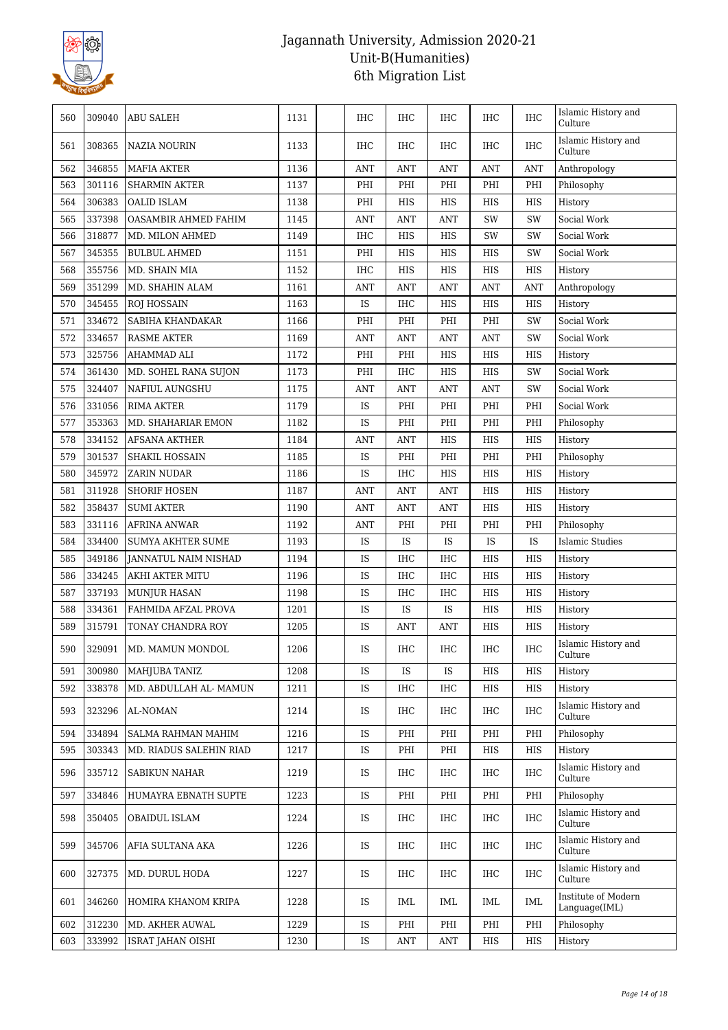# Jagannath University, Admission 2020-21
## Unit-B(Humanities)
## 6th Migration List

| 560 | 309040 | ABU SALEH | 1131 | | IHC | IHC | IHC | IHC | IHC | Islamic History and Culture |
|---|---|---|---|---|---|---|---|---|---|---|
| 561 | 308365 | NAZIA NOURIN | 1133 | | IHC | IHC | IHC | IHC | IHC | Islamic History and Culture |
| 562 | 346855 | MAFIA AKTER | 1136 | | ANT | ANT | ANT | ANT | ANT | Anthropology |
| 563 | 301116 | SHARMIN AKTER | 1137 | | PHI | PHI | PHI | PHI | PHI | Philosophy |
| 564 | 306383 | OALID ISLAM | 1138 | | PHI | HIS | HIS | HIS | HIS | History |
| 565 | 337398 | OASAMBIR AHMED FAHIM | 1145 | | ANT | ANT | ANT | SW | SW | Social Work |
| 566 | 318877 | MD. MILON AHMED | 1149 | | IHC | HIS | HIS | SW | SW | Social Work |
| 567 | 345355 | BULBUL AHMED | 1151 | | PHI | HIS | HIS | HIS | SW | Social Work |
| 568 | 355756 | MD. SHAIN MIA | 1152 | | IHC | HIS | HIS | HIS | HIS | History |
| 569 | 351299 | MD. SHAHIN ALAM | 1161 | | ANT | ANT | ANT | ANT | ANT | Anthropology |
| 570 | 345455 | ROJ HOSSAIN | 1163 | | IS | IHC | HIS | HIS | HIS | History |
| 571 | 334672 | SABIHA KHANDAKAR | 1166 | | PHI | PHI | PHI | PHI | SW | Social Work |
| 572 | 334657 | RASME AKTER | 1169 | | ANT | ANT | ANT | ANT | SW | Social Work |
| 573 | 325756 | AHAMMAD ALI | 1172 | | PHI | PHI | HIS | HIS | HIS | History |
| 574 | 361430 | MD. SOHEL RANA SUJON | 1173 | | PHI | IHC | HIS | HIS | SW | Social Work |
| 575 | 324407 | NAFIUL AUNGSHU | 1175 | | ANT | ANT | ANT | ANT | SW | Social Work |
| 576 | 331056 | RIMA AKTER | 1179 | | IS | PHI | PHI | PHI | PHI | Social Work |
| 577 | 353363 | MD. SHAHARIAR EMON | 1182 | | IS | PHI | PHI | PHI | PHI | Philosophy |
| 578 | 334152 | AFSANA AKTHER | 1184 | | ANT | ANT | HIS | HIS | HIS | History |
| 579 | 301537 | SHAKIL HOSSAIN | 1185 | | IS | PHI | PHI | PHI | PHI | Philosophy |
| 580 | 345972 | ZARIN NUDAR | 1186 | | IS | IHC | HIS | HIS | HIS | History |
| 581 | 311928 | SHORIF HOSEN | 1187 | | ANT | ANT | ANT | HIS | HIS | History |
| 582 | 358437 | SUMI AKTER | 1190 | | ANT | ANT | ANT | HIS | HIS | History |
| 583 | 331116 | AFRINA ANWAR | 1192 | | ANT | PHI | PHI | PHI | PHI | Philosophy |
| 584 | 334400 | SUMYA AKHTER SUME | 1193 | | IS | IS | IS | IS | IS | Islamic Studies |
| 585 | 349186 | JANNATUL NAIM NISHAD | 1194 | | IS | IHC | IHC | HIS | HIS | History |
| 586 | 334245 | AKHI AKTER MITU | 1196 | | IS | IHC | IHC | HIS | HIS | History |
| 587 | 337193 | MUNJUR HASAN | 1198 | | IS | IHC | IHC | HIS | HIS | History |
| 588 | 334361 | FAHMIDA AFZAL PROVA | 1201 | | IS | IS | IS | HIS | HIS | History |
| 589 | 315791 | TONAY CHANDRA ROY | 1205 | | IS | ANT | ANT | HIS | HIS | History |
| 590 | 329091 | MD. MAMUN MONDOL | 1206 | | IS | IHC | IHC | IHC | IHC | Islamic History and Culture |
| 591 | 300980 | MAHJUBA TANIZ | 1208 | | IS | IS | IS | HIS | HIS | History |
| 592 | 338378 | MD. ABDULLAH AL- MAMUN | 1211 | | IS | IHC | IHC | HIS | HIS | History |
| 593 | 323296 | AL-NOMAN | 1214 | | IS | IHC | IHC | IHC | IHC | Islamic History and Culture |
| 594 | 334894 | SALMA RAHMAN MAHIM | 1216 | | IS | PHI | PHI | PHI | PHI | Philosophy |
| 595 | 303343 | MD. RIADUS SALEHIN RIAD | 1217 | | IS | PHI | PHI | HIS | HIS | History |
| 596 | 335712 | SABIKUN NAHAR | 1219 | | IS | IHC | IHC | IHC | IHC | Islamic History and Culture |
| 597 | 334846 | HUMAYRA EBNATH SUPTE | 1223 | | IS | PHI | PHI | PHI | PHI | Philosophy |
| 598 | 350405 | OBAIDUL ISLAM | 1224 | | IS | IHC | IHC | IHC | IHC | Islamic History and Culture |
| 599 | 345706 | AFIA SULTANA AKA | 1226 | | IS | IHC | IHC | IHC | IHC | Islamic History and Culture |
| 600 | 327375 | MD. DURUL HODA | 1227 | | IS | IHC | IHC | IHC | IHC | Islamic History and Culture |
| 601 | 346260 | HOMIRA KHANOM KRIPA | 1228 | | IS | IML | IML | IML | IML | Institute of Modern Language(IML) |
| 602 | 312230 | MD. AKHER AUWAL | 1229 | | IS | PHI | PHI | PHI | PHI | Philosophy |
| 603 | 333992 | ISRAT JAHAN OISHI | 1230 | | IS | ANT | ANT | HIS | HIS | History |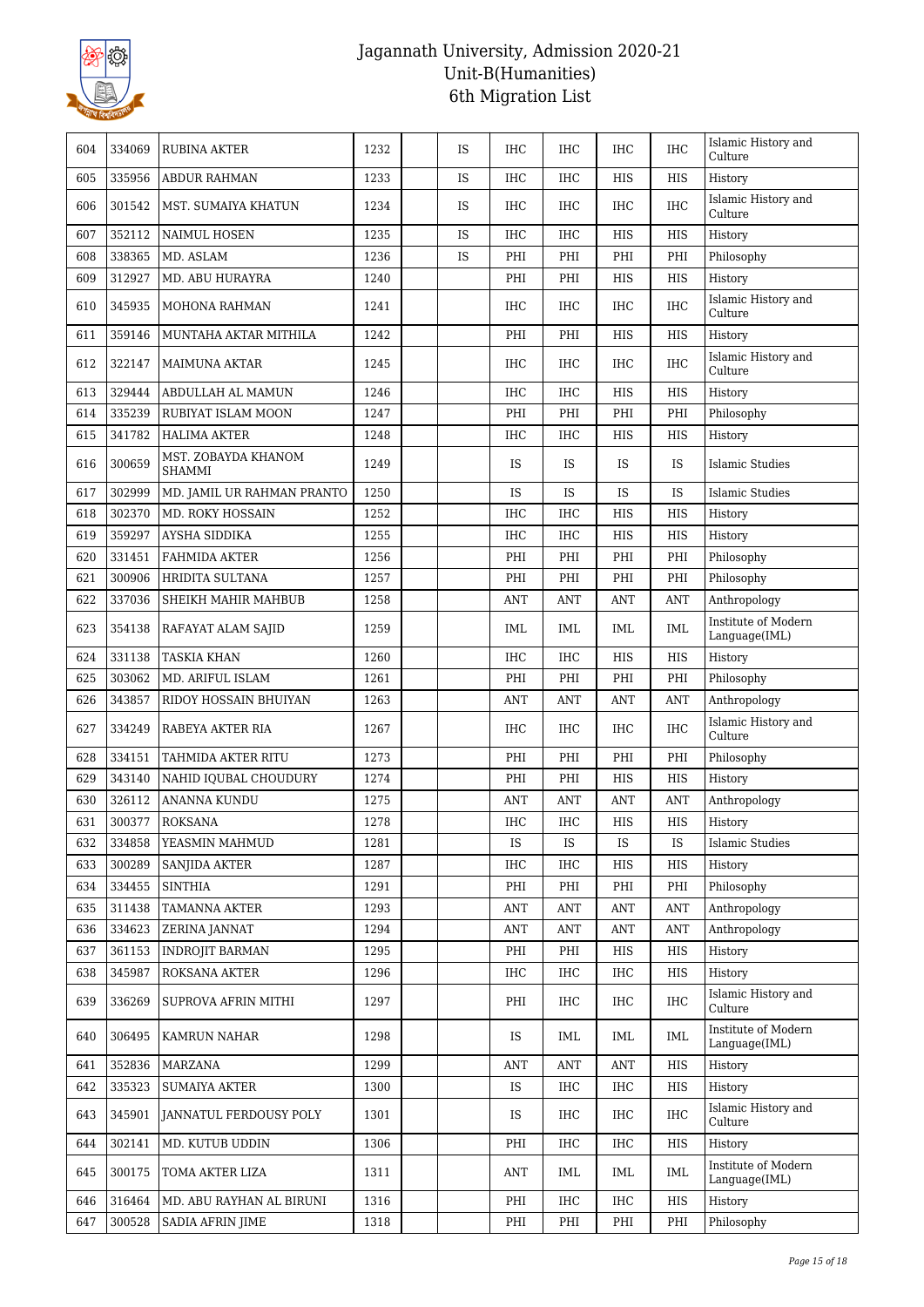# Jagannath University, Admission 2020-21
## Unit-B(Humanities)
## 6th Migration List

| | | | | | | | | | | |
|---|---|---|---|---|---|---|---|---|---|---|
| 604 | 334069 | RUBINA AKTER | 1232 | | IS | IHC | IHC | IHC | IHC | Islamic History and Culture |
| 605 | 335956 | ABDUR RAHMAN | 1233 | | IS | IHC | IHC | HIS | HIS | History |
| 606 | 301542 | MST. SUMAIYA KHATUN | 1234 | | IS | IHC | IHC | IHC | IHC | Islamic History and Culture |
| 607 | 352112 | NAIMUL HOSEN | 1235 | | IS | IHC | IHC | HIS | HIS | History |
| 608 | 338365 | MD. ASLAM | 1236 | | IS | PHI | PHI | PHI | PHI | Philosophy |
| 609 | 312927 | MD. ABU HURAYRA | 1240 | | | PHI | PHI | HIS | HIS | History |
| 610 | 345935 | MOHONA RAHMAN | 1241 | | | IHC | IHC | IHC | IHC | Islamic History and Culture |
| 611 | 359146 | MUNTAHA AKTAR MITHILA | 1242 | | | PHI | PHI | HIS | HIS | History |
| 612 | 322147 | MAIMUNA AKTAR | 1245 | | | IHC | IHC | IHC | IHC | Islamic History and Culture |
| 613 | 329444 | ABDULLAH AL MAMUN | 1246 | | | IHC | IHC | HIS | HIS | History |
| 614 | 335239 | RUBIYAT ISLAM MOON | 1247 | | | PHI | PHI | PHI | PHI | Philosophy |
| 615 | 341782 | HALIMA AKTER | 1248 | | | IHC | IHC | HIS | HIS | History |
| 616 | 300659 | MST. ZOBAYDA KHANOM SHAMMI | 1249 | | | IS | IS | IS | IS | Islamic Studies |
| 617 | 302999 | MD. JAMIL UR RAHMAN PRANTO | 1250 | | | IS | IS | IS | IS | Islamic Studies |
| 618 | 302370 | MD. ROKY HOSSAIN | 1252 | | | IHC | IHC | HIS | HIS | History |
| 619 | 359297 | AYSHA SIDDIKA | 1255 | | | IHC | IHC | HIS | HIS | History |
| 620 | 331451 | FAHMIDA AKTER | 1256 | | | PHI | PHI | PHI | PHI | Philosophy |
| 621 | 300906 | HRIDITA SULTANA | 1257 | | | PHI | PHI | PHI | PHI | Philosophy |
| 622 | 337036 | SHEIKH MAHIR MAHBUB | 1258 | | | ANT | ANT | ANT | ANT | Anthropology |
| 623 | 354138 | RAFAYAT ALAM SAJID | 1259 | | | IML | IML | IML | IML | Institute of Modern Language(IML) |
| 624 | 331138 | TASKIA KHAN | 1260 | | | IHC | IHC | HIS | HIS | History |
| 625 | 303062 | MD. ARIFUL ISLAM | 1261 | | | PHI | PHI | PHI | PHI | Philosophy |
| 626 | 343857 | RIDOY HOSSAIN BHUIYAN | 1263 | | | ANT | ANT | ANT | ANT | Anthropology |
| 627 | 334249 | RABEYA AKTER RIA | 1267 | | | IHC | IHC | IHC | IHC | Islamic History and Culture |
| 628 | 334151 | TAHMIDA AKTER RITU | 1273 | | | PHI | PHI | PHI | PHI | Philosophy |
| 629 | 343140 | NAHID IQUBAL CHOUDURY | 1274 | | | PHI | PHI | HIS | HIS | History |
| 630 | 326112 | ANANNA KUNDU | 1275 | | | ANT | ANT | ANT | ANT | Anthropology |
| 631 | 300377 | ROKSANA | 1278 | | | IHC | IHC | HIS | HIS | History |
| 632 | 334858 | YEASMIN MAHMUD | 1281 | | | IS | IS | IS | IS | Islamic Studies |
| 633 | 300289 | SANJIDA AKTER | 1287 | | | IHC | IHC | HIS | HIS | History |
| 634 | 334455 | SINTHIA | 1291 | | | PHI | PHI | PHI | PHI | Philosophy |
| 635 | 311438 | TAMANNA AKTER | 1293 | | | ANT | ANT | ANT | ANT | Anthropology |
| 636 | 334623 | ZERINA JANNAT | 1294 | | | ANT | ANT | ANT | ANT | Anthropology |
| 637 | 361153 | INDROJIT BARMAN | 1295 | | | PHI | PHI | HIS | HIS | History |
| 638 | 345987 | ROKSANA AKTER | 1296 | | | IHC | IHC | IHC | HIS | History |
| 639 | 336269 | SUPROVA AFRIN MITHI | 1297 | | | PHI | IHC | IHC | IHC | Islamic History and Culture |
| 640 | 306495 | KAMRUN NAHAR | 1298 | | | IS | IML | IML | IML | Institute of Modern Language(IML) |
| 641 | 352836 | MARZANA | 1299 | | | ANT | ANT | ANT | HIS | History |
| 642 | 335323 | SUMAIYA AKTER | 1300 | | | IS | IHC | IHC | HIS | History |
| 643 | 345901 | JANNATUL FERDOUSY POLY | 1301 | | | IS | IHC | IHC | IHC | Islamic History and Culture |
| 644 | 302141 | MD. KUTUB UDDIN | 1306 | | | PHI | IHC | IHC | HIS | History |
| 645 | 300175 | TOMA AKTER LIZA | 1311 | | | ANT | IML | IML | IML | Institute of Modern Language(IML) |
| 646 | 316464 | MD. ABU RAYHAN AL BIRUNI | 1316 | | | PHI | IHC | IHC | HIS | History |
| 647 | 300528 | SADIA AFRIN JIME | 1318 | | | PHI | PHI | PHI | PHI | Philosophy |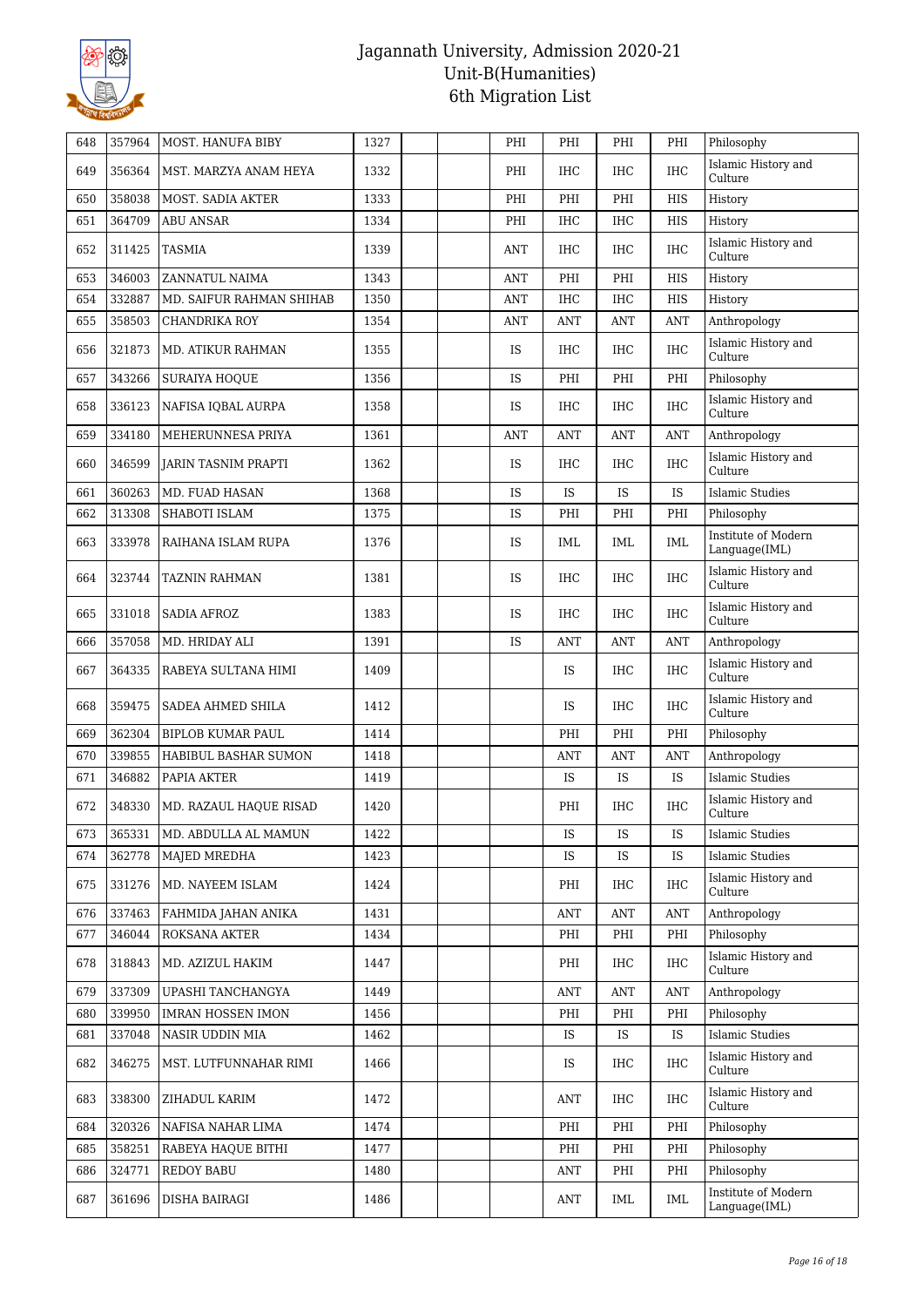# Jagannath University, Admission 2020-21
## Unit-B(Humanities)
## 6th Migration List

| | | | | | | | | | | |
|---|---|---|---|---|---|---|---|---|---|---|
| 648 | 357964 | MOST. HANUFA BIBY | 1327 | | | PHI | PHI | PHI | PHI | Philosophy |
| 649 | 356364 | MST. MARZYA ANAM HEYA | 1332 | | | PHI | IHC | IHC | IHC | Islamic History and Culture |
| 650 | 358038 | MOST. SADIA AKTER | 1333 | | | PHI | PHI | PHI | HIS | History |
| 651 | 364709 | ABU ANSAR | 1334 | | | PHI | IHC | IHC | HIS | History |
| 652 | 311425 | TASMIA | 1339 | | | ANT | IHC | IHC | IHC | Islamic History and Culture |
| 653 | 346003 | ZANNATUL NAIMA | 1343 | | | ANT | PHI | PHI | HIS | History |
| 654 | 332887 | MD. SAIFUR RAHMAN SHIHAB | 1350 | | | ANT | IHC | IHC | HIS | History |
| 655 | 358503 | CHANDRIKA ROY | 1354 | | | ANT | ANT | ANT | ANT | Anthropology |
| 656 | 321873 | MD. ATIKUR RAHMAN | 1355 | | | IS | IHC | IHC | IHC | Islamic History and Culture |
| 657 | 343266 | SURAIYA HOQUE | 1356 | | | IS | PHI | PHI | PHI | Philosophy |
| 658 | 336123 | NAFISA IQBAL AURPA | 1358 | | | IS | IHC | IHC | IHC | Islamic History and Culture |
| 659 | 334180 | MEHERUNNESA PRIYA | 1361 | | | ANT | ANT | ANT | ANT | Anthropology |
| 660 | 346599 | JARIN TASNIM PRAPTI | 1362 | | | IS | IHC | IHC | IHC | Islamic History and Culture |
| 661 | 360263 | MD. FUAD HASAN | 1368 | | | IS | IS | IS | IS | Islamic Studies |
| 662 | 313308 | SHABOTI ISLAM | 1375 | | | IS | PHI | PHI | PHI | Philosophy |
| 663 | 333978 | RAIHANA ISLAM RUPA | 1376 | | | IS | IML | IML | IML | Institute of Modern Language(IML) |
| 664 | 323744 | TAZNIN RAHMAN | 1381 | | | IS | IHC | IHC | IHC | Islamic History and Culture |
| 665 | 331018 | SADIA AFROZ | 1383 | | | IS | IHC | IHC | IHC | Islamic History and Culture |
| 666 | 357058 | MD. HRIDAY ALI | 1391 | | | IS | ANT | ANT | ANT | Anthropology |
| 667 | 364335 | RABEYA SULTANA HIMI | 1409 | | | | IS | IHC | IHC | Islamic History and Culture |
| 668 | 359475 | SADEA AHMED SHILA | 1412 | | | | IS | IHC | IHC | Islamic History and Culture |
| 669 | 362304 | BIPLOB KUMAR PAUL | 1414 | | | | PHI | PHI | PHI | Philosophy |
| 670 | 339855 | HABIBUL BASHAR SUMON | 1418 | | | | ANT | ANT | ANT | Anthropology |
| 671 | 346882 | PAPIA AKTER | 1419 | | | | IS | IS | IS | Islamic Studies |
| 672 | 348330 | MD. RAZAUL HAQUE RISAD | 1420 | | | | PHI | IHC | IHC | Islamic History and Culture |
| 673 | 365331 | MD. ABDULLA AL MAMUN | 1422 | | | | IS | IS | IS | Islamic Studies |
| 674 | 362778 | MAJED MREDHA | 1423 | | | | IS | IS | IS | Islamic Studies |
| 675 | 331276 | MD. NAYEEM ISLAM | 1424 | | | | PHI | IHC | IHC | Islamic History and Culture |
| 676 | 337463 | FAHMIDA JAHAN ANIKA | 1431 | | | | ANT | ANT | ANT | Anthropology |
| 677 | 346044 | ROKSANA AKTER | 1434 | | | | PHI | PHI | PHI | Philosophy |
| 678 | 318843 | MD. AZIZUL HAKIM | 1447 | | | | PHI | IHC | IHC | Islamic History and Culture |
| 679 | 337309 | UPASHI TANCHANGYA | 1449 | | | | ANT | ANT | ANT | Anthropology |
| 680 | 339950 | IMRAN HOSSEN IMON | 1456 | | | | PHI | PHI | PHI | Philosophy |
| 681 | 337048 | NASIR UDDIN MIA | 1462 | | | | IS | IS | IS | Islamic Studies |
| 682 | 346275 | MST. LUTFUNNAHAR RIMI | 1466 | | | | IS | IHC | IHC | Islamic History and Culture |
| 683 | 338300 | ZIHADUL KARIM | 1472 | | | | ANT | IHC | IHC | Islamic History and Culture |
| 684 | 320326 | NAFISA NAHAR LIMA | 1474 | | | | PHI | PHI | PHI | Philosophy |
| 685 | 358251 | RABEYA HAQUE BITHI | 1477 | | | | PHI | PHI | PHI | Philosophy |
| 686 | 324771 | REDOY BABU | 1480 | | | | ANT | PHI | PHI | Philosophy |
| 687 | 361696 | DISHA BAIRAGI | 1486 | | | | ANT | IML | IML | Institute of Modern Language(IML) |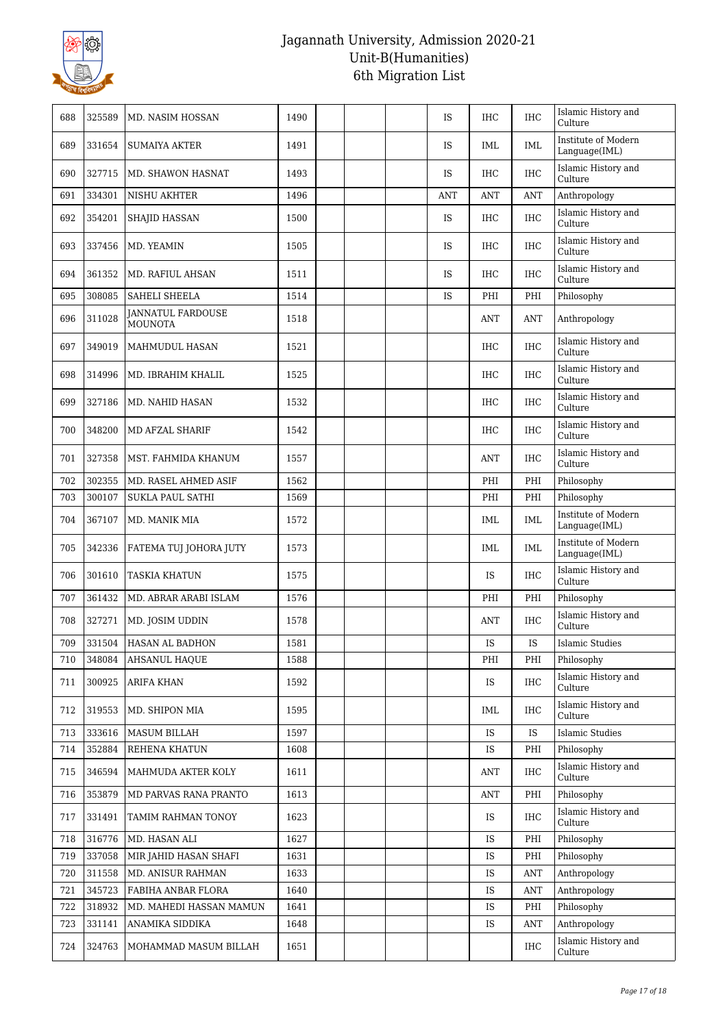| | | | | | | | | | | |
|---|---|---|---|---|---|---|---|---|---|---|
| 688 | 325589 | MD. NASIM HOSSAN | 1490 | | | | IS | IHC | IHC | Islamic History and Culture |
| 689 | 331654 | SUMAIYA AKTER | 1491 | | | | IS | IML | IML | Institute of Modern Language(IML) |
| 690 | 327715 | MD. SHAWON HASNAT | 1493 | | | | IS | IHC | IHC | Islamic History and Culture |
| 691 | 334301 | NISHU AKHTER | 1496 | | | | ANT | ANT | ANT | Anthropology |
| 692 | 354201 | SHAJID HASSAN | 1500 | | | | IS | IHC | IHC | Islamic History and Culture |
| 693 | 337456 | MD. YEAMIN | 1505 | | | | IS | IHC | IHC | Islamic History and Culture |
| 694 | 361352 | MD. RAFIUL AHSAN | 1511 | | | | IS | IHC | IHC | Islamic History and Culture |
| 695 | 308085 | SAHELI SHEELA | 1514 | | | | IS | PHI | PHI | Philosophy |
| 696 | 311028 | JANNATUL FARDOUSE MOUNOTA | 1518 | | | | | ANT | ANT | Anthropology |
| 697 | 349019 | MAHMUDUL HASAN | 1521 | | | | | IHC | IHC | Islamic History and Culture |
| 698 | 314996 | MD. IBRAHIM KHALIL | 1525 | | | | | IHC | IHC | Islamic History and Culture |
| 699 | 327186 | MD. NAHID HASAN | 1532 | | | | | IHC | IHC | Islamic History and Culture |
| 700 | 348200 | MD AFZAL SHARIF | 1542 | | | | | IHC | IHC | Islamic History and Culture |
| 701 | 327358 | MST. FAHMIDA KHANUM | 1557 | | | | | ANT | IHC | Islamic History and Culture |
| 702 | 302355 | MD. RASEL AHMED ASIF | 1562 | | | | | PHI | PHI | Philosophy |
| 703 | 300107 | SUKLA PAUL SATHI | 1569 | | | | | PHI | PHI | Philosophy |
| 704 | 367107 | MD. MANIK MIA | 1572 | | | | | IML | IML | Institute of Modern Language(IML) |
| 705 | 342336 | FATEMA TUJ JOHORA JUTY | 1573 | | | | | IML | IML | Institute of Modern Language(IML) |
| 706 | 301610 | TASKIA KHATUN | 1575 | | | | | IS | IHC | Islamic History and Culture |
| 707 | 361432 | MD. ABRAR ARABI ISLAM | 1576 | | | | | PHI | PHI | Philosophy |
| 708 | 327271 | MD. JOSIM UDDIN | 1578 | | | | | ANT | IHC | Islamic History and Culture |
| 709 | 331504 | HASAN AL BADHON | 1581 | | | | | IS | IS | Islamic Studies |
| 710 | 348084 | AHSANUL HAQUE | 1588 | | | | | PHI | PHI | Philosophy |
| 711 | 300925 | ARIFA KHAN | 1592 | | | | | IS | IHC | Islamic History and Culture |
| 712 | 319553 | MD. SHIPON MIA | 1595 | | | | | IML | IHC | Islamic History and Culture |
| 713 | 333616 | MASUM BILLAH | 1597 | | | | | IS | IS | Islamic Studies |
| 714 | 352884 | REHENA KHATUN | 1608 | | | | | IS | PHI | Philosophy |
| 715 | 346594 | MAHMUDA AKTER KOLY | 1611 | | | | | ANT | IHC | Islamic History and Culture |
| 716 | 353879 | MD PARVAS RANA PRANTO | 1613 | | | | | ANT | PHI | Philosophy |
| 717 | 331491 | TAMIM RAHMAN TONOY | 1623 | | | | | IS | IHC | Islamic History and Culture |
| 718 | 316776 | MD. HASAN ALI | 1627 | | | | | IS | PHI | Philosophy |
| 719 | 337058 | MIR JAHID HASAN SHAFI | 1631 | | | | | IS | PHI | Philosophy |
| 720 | 311558 | MD. ANISUR RAHMAN | 1633 | | | | | IS | ANT | Anthropology |
| 721 | 345723 | FABIHA ANBAR FLORA | 1640 | | | | | IS | ANT | Anthropology |
| 722 | 318932 | MD. MAHEDI HASSAN MAMUN | 1641 | | | | | IS | PHI | Philosophy |
| 723 | 331141 | ANAMIKA SIDDIKA | 1648 | | | | | IS | ANT | Anthropology |
| 724 | 324763 | MOHAMMAD MASUM BILLAH | 1651 | | | | | | IHC | Islamic History and Culture |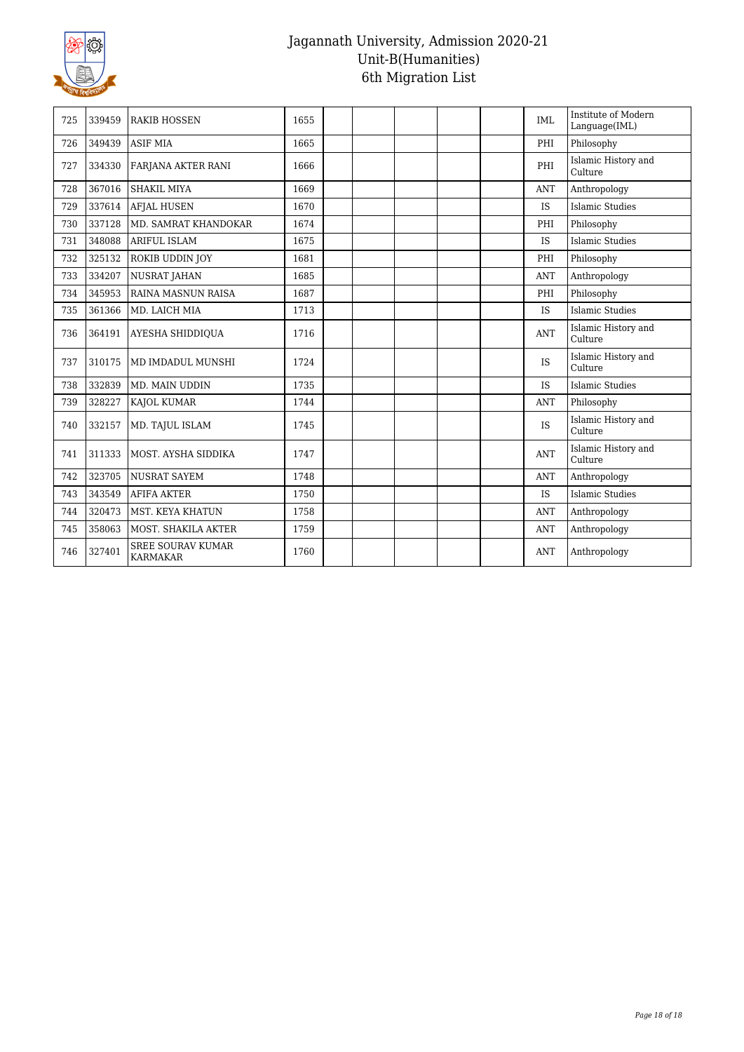# Jagannath University, Admission 2020-21
## Unit-B(Humanities)
## 6th Migration List

| | | | | | | | | | | |
|---|---|---|---|---|---|---|---|---|---|---|
| 725 | 339459 | RAKIB HOSSEN | 1655 | | | | | | IML | Institute of Modern Language(IML) |
| 726 | 349439 | ASIF MIA | 1665 | | | | | | PHI | Philosophy |
| 727 | 334330 | FARJANA AKTER RANI | 1666 | | | | | | PHI | Islamic History and Culture |
| 728 | 367016 | SHAKIL MIYA | 1669 | | | | | | ANT | Anthropology |
| 729 | 337614 | AFJAL HUSEN | 1670 | | | | | | IS | Islamic Studies |
| 730 | 337128 | MD. SAMRAT KHANDOKAR | 1674 | | | | | | PHI | Philosophy |
| 731 | 348088 | ARIFUL ISLAM | 1675 | | | | | | IS | Islamic Studies |
| 732 | 325132 | ROKIB UDDIN JOY | 1681 | | | | | | PHI | Philosophy |
| 733 | 334207 | NUSRAT JAHAN | 1685 | | | | | | ANT | Anthropology |
| 734 | 345953 | RAINA MASNUN RAISA | 1687 | | | | | | PHI | Philosophy |
| 735 | 361366 | MD. LAICH MIA | 1713 | | | | | | IS | Islamic Studies |
| 736 | 364191 | AYESHA SHIDDIQUA | 1716 | | | | | | ANT | Islamic History and Culture |
| 737 | 310175 | MD IMDADUL MUNSHI | 1724 | | | | | | IS | Islamic History and Culture |
| 738 | 332839 | MD. MAIN UDDIN | 1735 | | | | | | IS | Islamic Studies |
| 739 | 328227 | KAJOL KUMAR | 1744 | | | | | | ANT | Philosophy |
| 740 | 332157 | MD. TAJUL ISLAM | 1745 | | | | | | IS | Islamic History and Culture |
| 741 | 311333 | MOST. AYSHA SIDDIKA | 1747 | | | | | | ANT | Islamic History and Culture |
| 742 | 323705 | NUSRAT SAYEM | 1748 | | | | | | ANT | Anthropology |
| 743 | 343549 | AFIFA AKTER | 1750 | | | | | | IS | Islamic Studies |
| 744 | 320473 | MST. KEYA KHATUN | 1758 | | | | | | ANT | Anthropology |
| 745 | 358063 | MOST. SHAKILA AKTER | 1759 | | | | | | ANT | Anthropology |
| 746 | 327401 | SREE SOURAV KUMAR KARMAKAR | 1760 | | | | | | ANT | Anthropology |